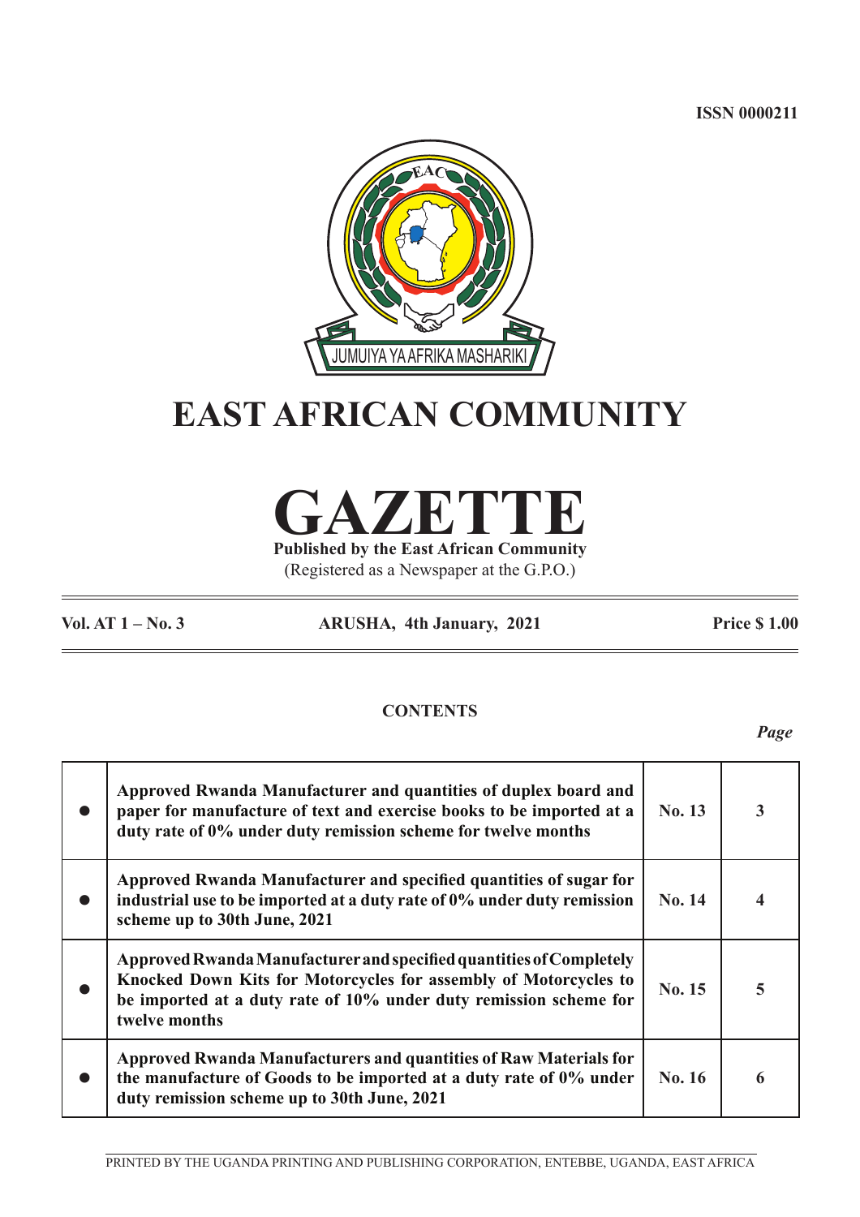ISSN 0000211

# EAST AFRICAN COMMUNITY

# GAZETTE

**Published by the East African Community**

(Registered as a Newspaper at the G.P.O.)

**Vol. AT 1 – No. 3** **ARUSHA, 4th January, 2021** **Price $ 1.00**

**CONTENTS**

*Page*

| | | | |
|---|---|---|---|
| ● | **Approved Rwanda Manufacturer and quantities of duplex board and paper for manufacture of text and exercise books to be imported at a duty rate of 0% under duty remission scheme for twelve months** | **No. 13** | **3** |
| ● | **Approved Rwanda Manufacturer and specified quantities of sugar for industrial use to be imported at a duty rate of 0% under duty remission scheme up to 30th June, 2021** | **No. 14** | **4** |
| ● | **Approved Rwanda Manufacturer and specified quantities of Completely Knocked Down Kits for Motorcycles for assembly of Motorcycles to be imported at a duty rate of 10% under duty remission scheme for twelve months** | **No. 15** | **5** |
| ● | **Approved Rwanda Manufacturers and quantities of Raw Materials for the manufacture of Goods to be imported at a duty rate of 0% under duty remission scheme up to 30th June, 2021** | **No. 16** | **6** |

PRINTED BY THE UGANDA PRINTING AND PUBLISHING CORPORATION, ENTEBBE, UGANDA, EAST AFRICA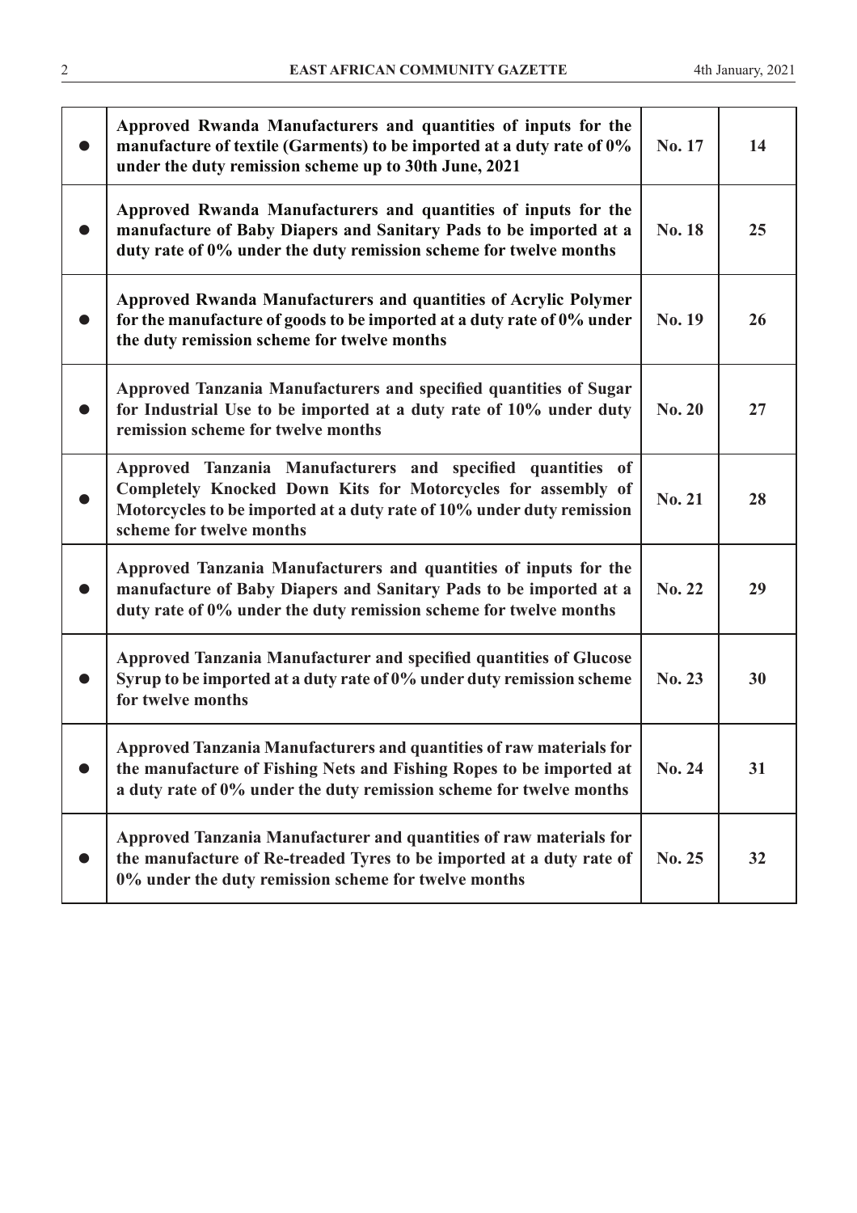| | | | |
|---|---|---|---|
| ● | **Approved Rwanda Manufacturers and quantities of inputs for the manufacture of textile (Garments) to be imported at a duty rate of 0% under the duty remission scheme up to 30th June, 2021** | **No. 17** | **14** |
| ● | **Approved Rwanda Manufacturers and quantities of inputs for the manufacture of Baby Diapers and Sanitary Pads to be imported at a duty rate of 0% under the duty remission scheme for twelve months** | **No. 18** | **25** |
| ● | **Approved Rwanda Manufacturers and quantities of Acrylic Polymer for the manufacture of goods to be imported at a duty rate of 0% under the duty remission scheme for twelve months** | **No. 19** | **26** |
| ● | **Approved Tanzania Manufacturers and specified quantities of Sugar for Industrial Use to be imported at a duty rate of 10% under duty remission scheme for twelve months** | **No. 20** | **27** |
| ● | **Approved Tanzania Manufacturers and specified quantities of Completely Knocked Down Kits for Motorcycles for assembly of Motorcycles to be imported at a duty rate of 10% under duty remission scheme for twelve months** | **No. 21** | **28** |
| ● | **Approved Tanzania Manufacturers and quantities of inputs for the manufacture of Baby Diapers and Sanitary Pads to be imported at a duty rate of 0% under the duty remission scheme for twelve months** | **No. 22** | **29** |
| ● | **Approved Tanzania Manufacturer and specified quantities of Glucose Syrup to be imported at a duty rate of 0% under duty remission scheme for twelve months** | **No. 23** | **30** |
| ● | **Approved Tanzania Manufacturers and quantities of raw materials for the manufacture of Fishing Nets and Fishing Ropes to be imported at a duty rate of 0% under the duty remission scheme for twelve months** | **No. 24** | **31** |
| ● | **Approved Tanzania Manufacturer and quantities of raw materials for the manufacture of Re-treaded Tyres to be imported at a duty rate of 0% under the duty remission scheme for twelve months** | **No. 25** | **32** |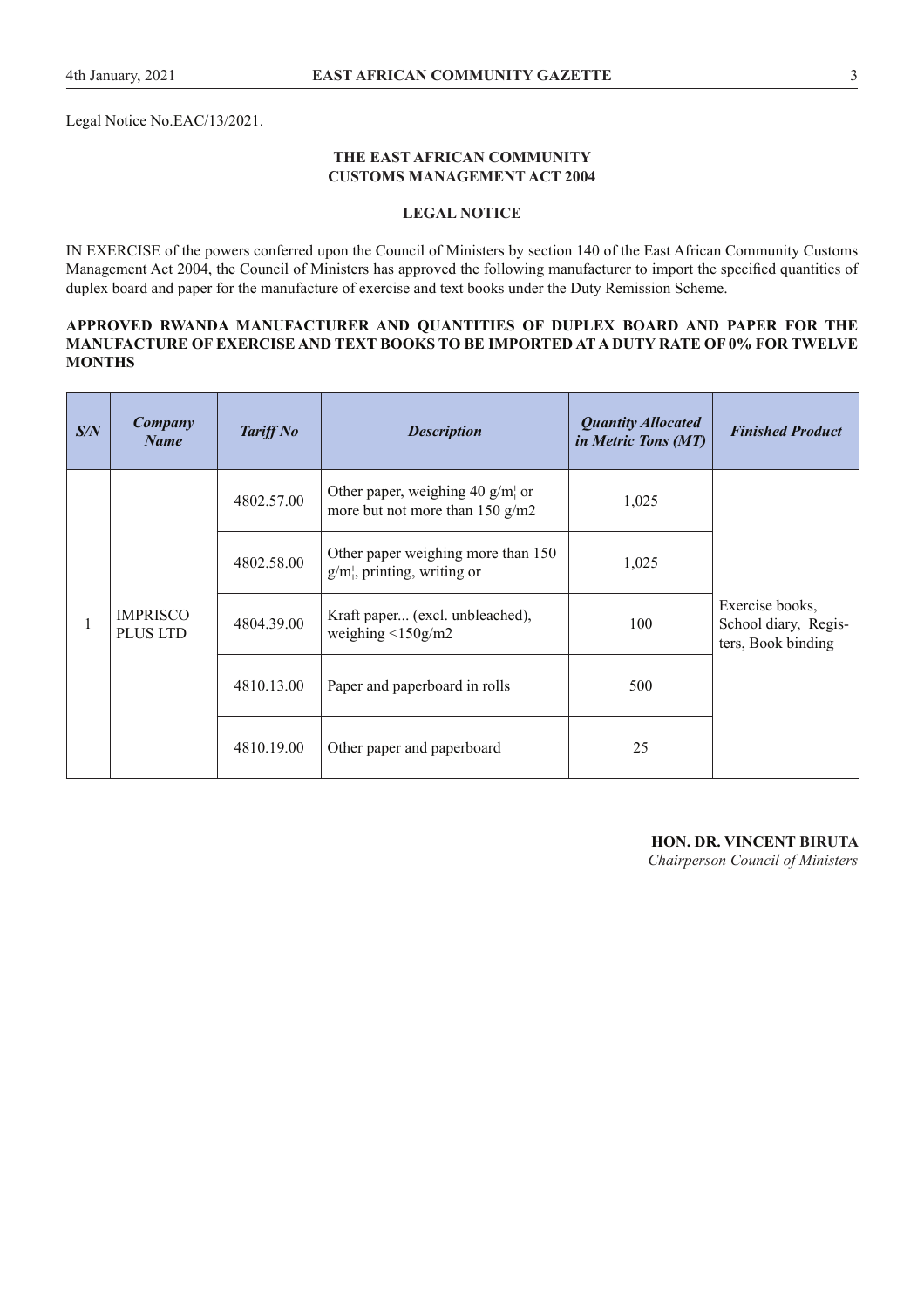Legal Notice No.EAC/13/2021.

**THE EAST AFRICAN COMMUNITY**
**CUSTOMS MANAGEMENT ACT 2004**

**LEGAL NOTICE**

IN EXERCISE of the powers conferred upon the Council of Ministers by section 140 of the East African Community Customs Management Act 2004, the Council of Ministers has approved the following manufacturer to import the specified quantities of duplex board and paper for the manufacture of exercise and text books under the Duty Remission Scheme.

**APPROVED RWANDA MANUFACTURER AND QUANTITIES OF DUPLEX BOARD AND PAPER FOR THE MANUFACTURE OF EXERCISE AND TEXT BOOKS TO BE IMPORTED AT A DUTY RATE OF 0% FOR TWELVE MONTHS**

| *S/N* | *Company Name* | *Tariff No* | *Description* | *Quantity Allocated in Metric Tons (MT)* | *Finished Product* |
|---|---|---|---|---|---|
| 1 | IMPRISCO PLUS LTD | 4802.57.00 | Other paper, weighing 40 g/m¦ or more but not more than 150 g/m2 | 1,025 | Exercise books, School diary, Registers, Book binding |
| | | 4802.58.00 | Other paper weighing more than 150 g/m¦, printing, writing or | 1,025 | |
| | | 4804.39.00 | Kraft paper... (excl. unbleached), weighing <150g/m2 | 100 | |
| | | 4810.13.00 | Paper and paperboard in rolls | 500 | |
| | | 4810.19.00 | Other paper and paperboard | 25 | |

**HON. DR. VINCENT BIRUTA**
*Chairperson Council of Ministers*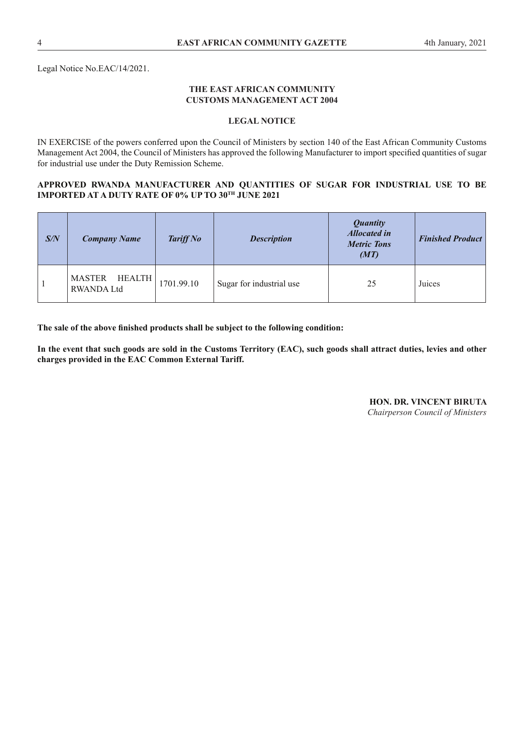Legal Notice No.EAC/14/2021.

**THE EAST AFRICAN COMMUNITY**
**CUSTOMS MANAGEMENT ACT 2004**

**LEGAL NOTICE**

IN EXERCISE of the powers conferred upon the Council of Ministers by section 140 of the East African Community Customs Management Act 2004, the Council of Ministers has approved the following Manufacturer to import specified quantities of sugar for industrial use under the Duty Remission Scheme.

**APPROVED RWANDA MANUFACTURER AND QUANTITIES OF SUGAR FOR INDUSTRIAL USE TO BE IMPORTED AT A DUTY RATE OF 0% UP TO 30TH JUNE 2021**

| ***S/N*** | ***Company Name*** | ***Tariff No*** | ***Description*** | ***Quantity Allocated in Metric Tons (MT)*** | ***Finished Product*** |
|---|---|---|---|---|---|
| 1 | MASTER HEALTH RWANDA Ltd | 1701.99.10 | Sugar for industrial use | 25 | Juices |

**The sale of the above finished products shall be subject to the following condition:**

**In the event that such goods are sold in the Customs Territory (EAC), such goods shall attract duties, levies and other charges provided in the EAC Common External Tariff.**

**HON. DR. VINCENT BIRUTA**
*Chairperson Council of Ministers*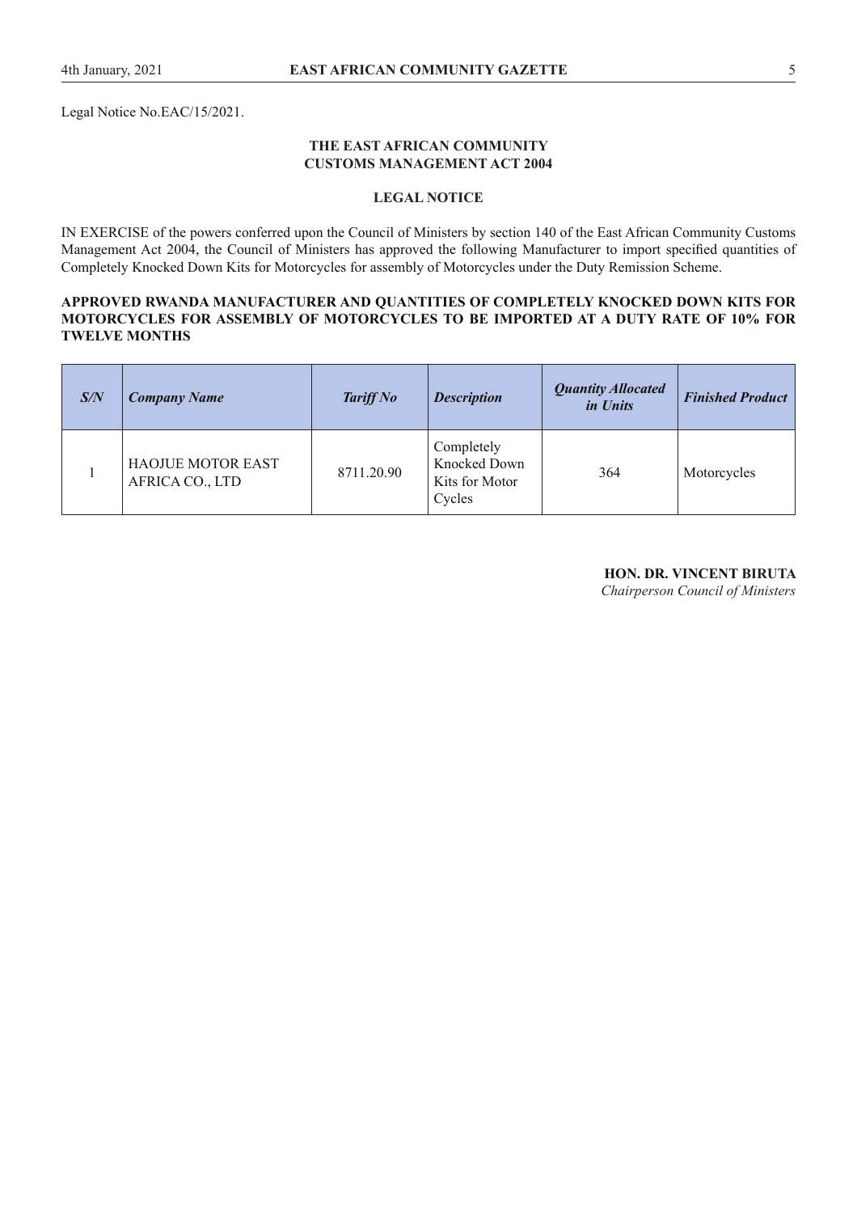Legal Notice No.EAC/15/2021.

**THE EAST AFRICAN COMMUNITY**
**CUSTOMS MANAGEMENT ACT 2004**

**LEGAL NOTICE**

IN EXERCISE of the powers conferred upon the Council of Ministers by section 140 of the East African Community Customs Management Act 2004, the Council of Ministers has approved the following Manufacturer to import specified quantities of Completely Knocked Down Kits for Motorcycles for assembly of Motorcycles under the Duty Remission Scheme.

**APPROVED RWANDA MANUFACTURER AND QUANTITIES OF COMPLETELY KNOCKED DOWN KITS FOR MOTORCYCLES FOR ASSEMBLY OF MOTORCYCLES TO BE IMPORTED AT A DUTY RATE OF 10% FOR TWELVE MONTHS**

| ***S/N*** | ***Company Name*** | ***Tariff No*** | ***Description*** | ***Quantity Allocated in Units*** | ***Finished Product*** |
|---|---|---|---|---|---|
| 1 | HAOJUE MOTOR EAST AFRICA CO., LTD | 8711.20.90 | Completely Knocked Down Kits for Motor Cycles | 364 | Motorcycles |

**HON. DR. VINCENT BIRUTA**
*Chairperson Council of Ministers*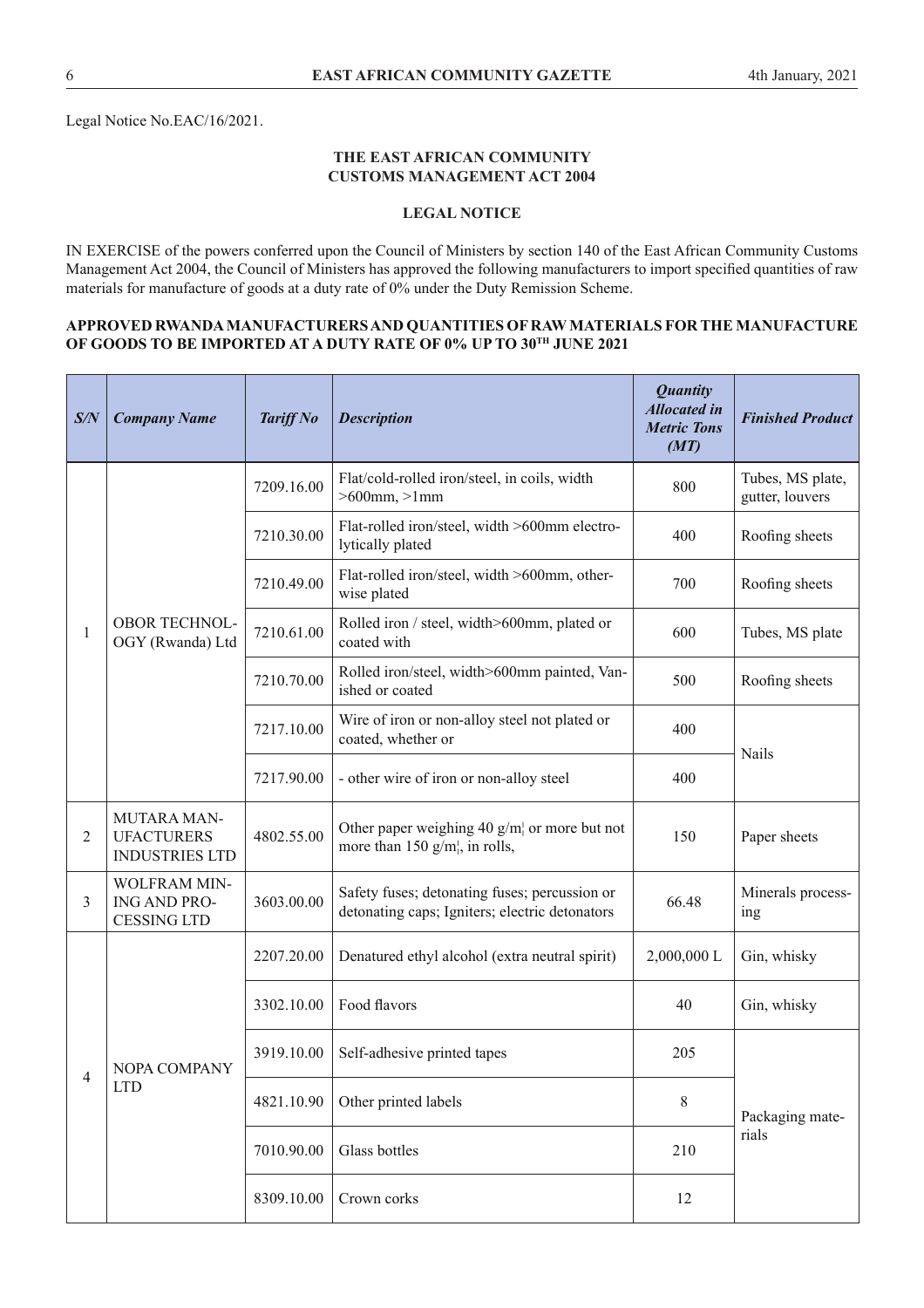Legal Notice No.EAC/16/2021.

**THE EAST AFRICAN COMMUNITY**
**CUSTOMS MANAGEMENT ACT 2004**

**LEGAL NOTICE**

IN EXERCISE of the powers conferred upon the Council of Ministers by section 140 of the East African Community Customs Management Act 2004, the Council of Ministers has approved the following manufacturers to import specified quantities of raw materials for manufacture of goods at a duty rate of 0% under the Duty Remission Scheme.

**APPROVED RWANDA MANUFACTURERS AND QUANTITIES OF RAW MATERIALS FOR THE MANUFACTURE OF GOODS TO BE IMPORTED AT A DUTY RATE OF 0% UP TO 30TH JUNE 2021**

| *S/N* | *Company Name* | *Tariff No* | *Description* | *Quantity Allocated in Metric Tons (MT)* | *Finished Product* |
|---|---|---|---|---|---|
| 1 | OBOR TECHNOLOGY (Rwanda) Ltd | 7209.16.00 | Flat/cold-rolled iron/steel, in coils, width >600mm, >1mm | 800 | Tubes, MS plate, gutter, louvers |
| | | 7210.30.00 | Flat-rolled iron/steel, width >600mm electrolytically plated | 400 | Roofing sheets |
| | | 7210.49.00 | Flat-rolled iron/steel, width >600mm, otherwise plated | 700 | Roofing sheets |
| | | 7210.61.00 | Rolled iron / steel, width>600mm, plated or coated with | 600 | Tubes, MS plate |
| | | 7210.70.00 | Rolled iron/steel, width>600mm painted, Vanished or coated | 500 | Roofing sheets |
| | | 7217.10.00 | Wire of iron or non-alloy steel not plated or coated, whether or | 400 | Nails |
| | | 7217.90.00 | - other wire of iron or non-alloy steel | 400 | |
| 2 | MUTARA MANUFACTURERS INDUSTRIES LTD | 4802.55.00 | Other paper weighing 40 g/m¦ or more but not more than 150 g/m¦, in rolls, | 150 | Paper sheets |
| 3 | WOLFRAM MINING AND PROCESSING LTD | 3603.00.00 | Safety fuses; detonating fuses; percussion or detonating caps; Igniters; electric detonators | 66.48 | Minerals processing |
| 4 | NOPA COMPANY LTD | 2207.20.00 | Denatured ethyl alcohol (extra neutral spirit) | 2,000,000 L | Gin, whisky |
| | | 3302.10.00 | Food flavors | 40 | Gin, whisky |
| | | 3919.10.00 | Self-adhesive printed tapes | 205 | Packaging materials |
| | | 4821.10.90 | Other printed labels | 8 | |
| | | 7010.90.00 | Glass bottles | 210 | |
| | | 8309.10.00 | Crown corks | 12 | |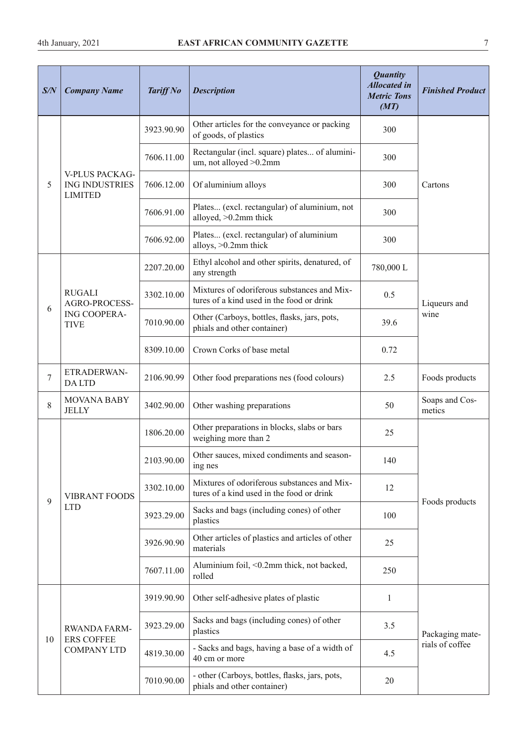| S/N | Company Name | Tariff No | Description | Quantity Allocated in Metric Tons (MT) | Finished Product |
|---|---|---|---|---|---|
| 5 | V-PLUS PACKAGING INDUSTRIES LIMITED | 3923.90.90 | Other articles for the conveyance or packing of goods, of plastics | 300 | Cartons |
| | | 7606.11.00 | Rectangular (incl. square) plates... of aluminium, not alloyed >0.2mm | 300 | |
| | | 7606.12.00 | Of aluminium alloys | 300 | |
| | | 7606.91.00 | Plates... (excl. rectangular) of aluminium, not alloyed, >0.2mm thick | 300 | |
| | | 7606.92.00 | Plates... (excl. rectangular) of aluminium alloys, >0.2mm thick | 300 | |
| 6 | RUGALI AGRO-PROCESSING COOPERATIVE | 2207.20.00 | Ethyl alcohol and other spirits, denatured, of any strength | 780,000 L | Liqueurs and wine |
| | | 3302.10.00 | Mixtures of odoriferous substances and Mixtures of a kind used in the food or drink | 0.5 | |
| | | 7010.90.00 | Other (Carboys, bottles, flasks, jars, pots, phials and other container) | 39.6 | |
| | | 8309.10.00 | Crown Corks of base metal | 0.72 | |
| 7 | ETRADERWANDA LTD | 2106.90.99 | Other food preparations nes (food colours) | 2.5 | Foods products |
| 8 | MOVANA BABY JELLY | 3402.90.00 | Other washing preparations | 50 | Soaps and Cosmetics |
| 9 | VIBRANT FOODS LTD | 1806.20.00 | Other preparations in blocks, slabs or bars weighing more than 2 | 25 | Foods products |
| | | 2103.90.00 | Other sauces, mixed condiments and seasoning nes | 140 | |
| | | 3302.10.00 | Mixtures of odoriferous substances and Mixtures of a kind used in the food or drink | 12 | |
| | | 3923.29.00 | Sacks and bags (including cones) of other plastics | 100 | |
| | | 3926.90.90 | Other articles of plastics and articles of other materials | 25 | |
| | | 7607.11.00 | Aluminium foil, <0.2mm thick, not backed, rolled | 250 | |
| 10 | RWANDA FARMERS COFFEE COMPANY LTD | 3919.90.90 | Other self-adhesive plates of plastic | 1 | Packaging materials of coffee |
| | | 3923.29.00 | Sacks and bags (including cones) of other plastics | 3.5 | |
| | | 4819.30.00 | - Sacks and bags, having a base of a width of 40 cm or more | 4.5 | |
| | | 7010.90.00 | - other (Carboys, bottles, flasks, jars, pots, phials and other container) | 20 | |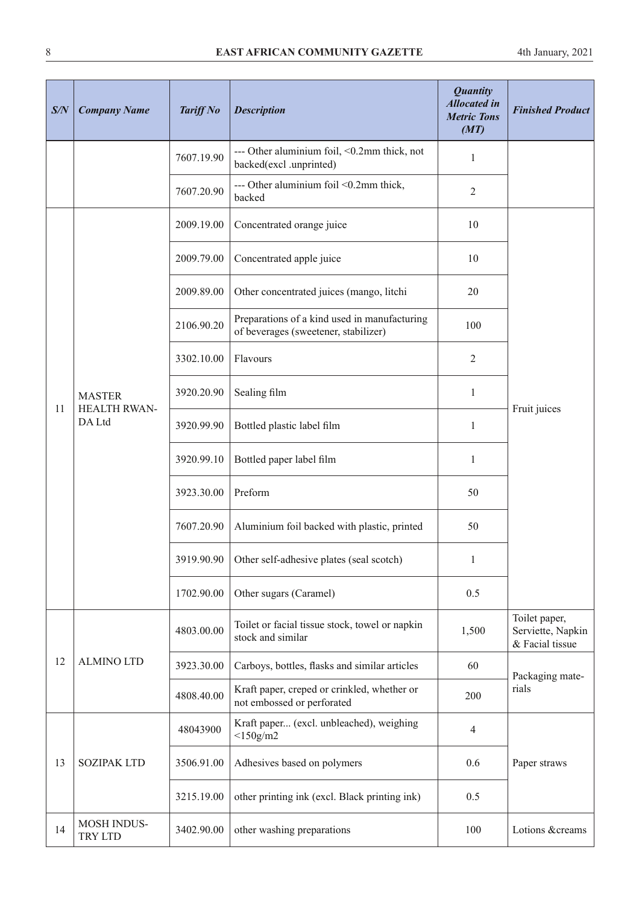| S/N | Company Name | Tariff No | Description | Quantity Allocated in Metric Tons (MT) | Finished Product |
|---|---|---|---|---|---|
| | | 7607.19.90 | --- Other aluminium foil, <0.2mm thick, not backed(excl .unprinted) | 1 | |
| | | 7607.20.90 | --- Other aluminium foil <0.2mm thick, backed | 2 | |
| 11 | MASTER HEALTH RWANDA Ltd | 2009.19.00 | Concentrated orange juice | 10 | Fruit juices |
| | | 2009.79.00 | Concentrated apple juice | 10 | |
| | | 2009.89.00 | Other concentrated juices (mango, litchi | 20 | |
| | | 2106.90.20 | Preparations of a kind used in manufacturing of beverages (sweetener, stabilizer) | 100 | |
| | | 3302.10.00 | Flavours | 2 | |
| | | 3920.20.90 | Sealing film | 1 | |
| | | 3920.99.90 | Bottled plastic label film | 1 | |
| | | 3920.99.10 | Bottled paper label film | 1 | |
| | | 3923.30.00 | Preform | 50 | |
| | | 7607.20.90 | Aluminium foil backed with plastic, printed | 50 | |
| | | 3919.90.90 | Other self-adhesive plates (seal scotch) | 1 | |
| | | 1702.90.00 | Other sugars (Caramel) | 0.5 | |
| 12 | ALMINO LTD | 4803.00.00 | Toilet or facial tissue stock, towel or napkin stock and similar | 1,500 | Toilet paper, Serviette, Napkin & Facial tissue |
| | | 3923.30.00 | Carboys, bottles, flasks and similar articles | 60 | Packaging materials |
| | | 4808.40.00 | Kraft paper, creped or crinkled, whether or not embossed or perforated | 200 | |
| 13 | SOZIPAK LTD | 48043900 | Kraft paper... (excl. unbleached), weighing <150g/m2 | 4 | Paper straws |
| | | 3506.91.00 | Adhesives based on polymers | 0.6 | |
| | | 3215.19.00 | other printing ink (excl. Black printing ink) | 0.5 | |
| 14 | MOSH INDUSTRY LTD | 3402.90.00 | other washing preparations | 100 | Lotions &creams |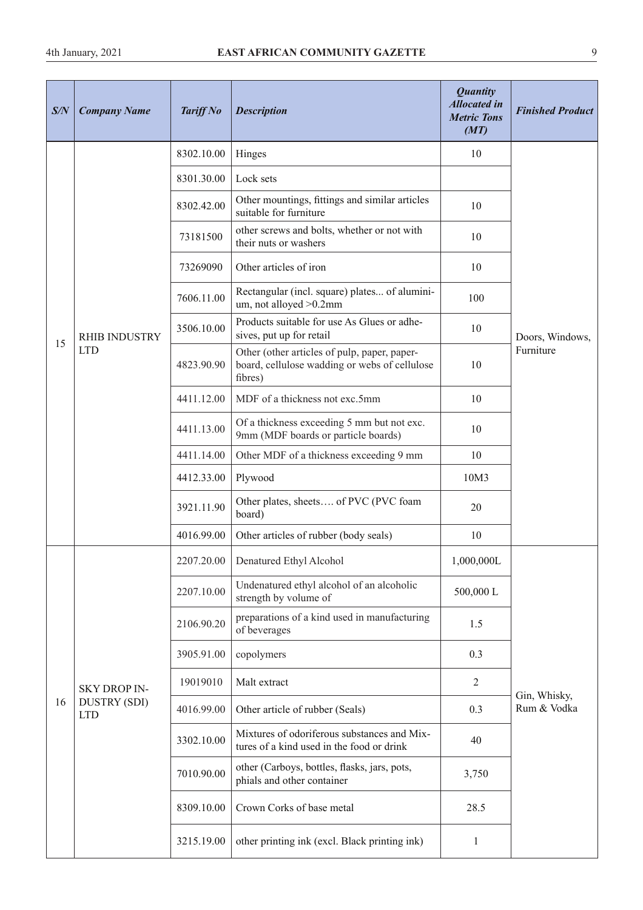| S/N | Company Name | Tariff No | Description | Quantity Allocated in Metric Tons (MT) | Finished Product |
|---|---|---|---|---|---|
| 15 | RHIB INDUSTRY LTD | 8302.10.00 | Hinges | 10 | Doors, Windows, Furniture |
| | | 8301.30.00 | Lock sets | | |
| | | 8302.42.00 | Other mountings, fittings and similar articles suitable for furniture | 10 | |
| | | 73181500 | other screws and bolts, whether or not with their nuts or washers | 10 | |
| | | 73269090 | Other articles of iron | 10 | |
| | | 7606.11.00 | Rectangular (incl. square) plates... of aluminium, not alloyed >0.2mm | 100 | |
| | | 3506.10.00 | Products suitable for use As Glues or adhesives, put up for retail | 10 | |
| | | 4823.90.90 | Other (other articles of pulp, paper, paperboard, cellulose wadding or webs of cellulose fibres) | 10 | |
| | | 4411.12.00 | MDF of a thickness not exc.5mm | 10 | |
| | | 4411.13.00 | Of a thickness exceeding 5 mm but not exc. 9mm (MDF boards or particle boards) | 10 | |
| | | 4411.14.00 | Other MDF of a thickness exceeding 9 mm | 10 | |
| | | 4412.33.00 | Plywood | 10M3 | |
| | | 3921.11.90 | Other plates, sheets…. of PVC (PVC foam board) | 20 | |
| | | 4016.99.00 | Other articles of rubber (body seals) | 10 | |
| 16 | SKY DROP INDUSTRY (SDI) LTD | 2207.20.00 | Denatured Ethyl Alcohol | 1,000,000L | Gin, Whisky, Rum & Vodka |
| | | 2207.10.00 | Undenatured ethyl alcohol of an alcoholic strength by volume of | 500,000 L | |
| | | 2106.90.20 | preparations of a kind used in manufacturing of beverages | 1.5 | |
| | | 3905.91.00 | copolymers | 0.3 | |
| | | 19019010 | Malt extract | 2 | |
| | | 4016.99.00 | Other article of rubber (Seals) | 0.3 | |
| | | 3302.10.00 | Mixtures of odoriferous substances and Mixtures of a kind used in the food or drink | 40 | |
| | | 7010.90.00 | other (Carboys, bottles, flasks, jars, pots, phials and other container | 3,750 | |
| | | 8309.10.00 | Crown Corks of base metal | 28.5 | |
| | | 3215.19.00 | other printing ink (excl. Black printing ink) | 1 | |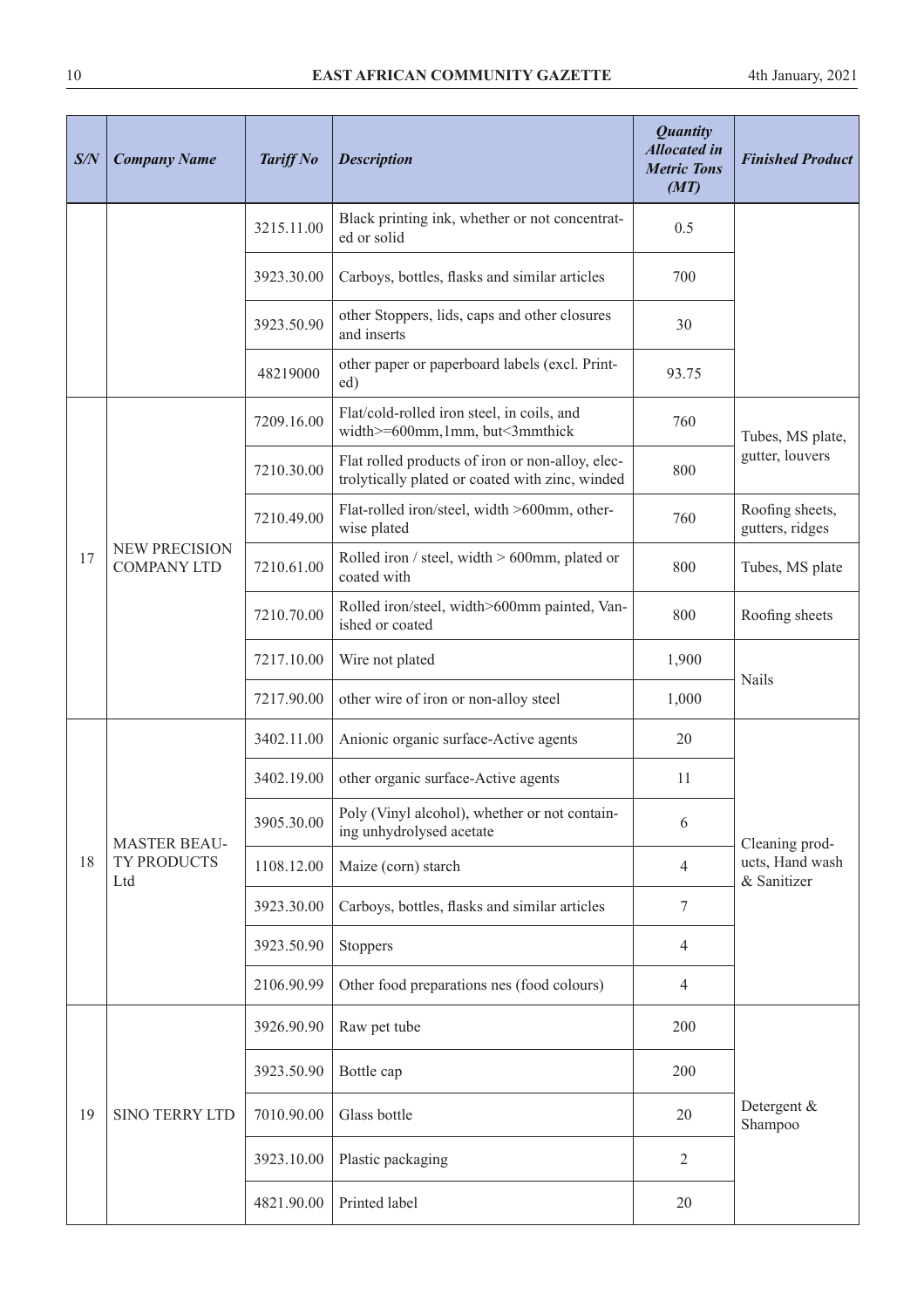| S/N | Company Name | Tariff No | Description | Quantity Allocated in Metric Tons (MT) | Finished Product |
|---|---|---|---|---|---|
| | | 3215.11.00 | Black printing ink, whether or not concentrated or solid | 0.5 | |
| | | 3923.30.00 | Carboys, bottles, flasks and similar articles | 700 | |
| | | 3923.50.90 | other Stoppers, lids, caps and other closures and inserts | 30 | |
| | | 48219000 | other paper or paperboard labels (excl. Printed) | 93.75 | |
| 17 | NEW PRECISION COMPANY LTD | 7209.16.00 | Flat/cold-rolled iron steel, in coils, and width>=600mm,1mm, but<3mmthick | 760 | Tubes, MS plate, gutter, louvers |
| | | 7210.30.00 | Flat rolled products of iron or non-alloy, electrolytically plated or coated with zinc, winded | 800 | |
| | | 7210.49.00 | Flat-rolled iron/steel, width >600mm, otherwise plated | 760 | Roofing sheets, gutters, ridges |
| | | 7210.61.00 | Rolled iron / steel, width > 600mm, plated or coated with | 800 | Tubes, MS plate |
| | | 7210.70.00 | Rolled iron/steel, width>600mm painted, Vanished or coated | 800 | Roofing sheets |
| | | 7217.10.00 | Wire not plated | 1,900 | Nails |
| | | 7217.90.00 | other wire of iron or non-alloy steel | 1,000 | |
| 18 | MASTER BEAUTY PRODUCTS Ltd | 3402.11.00 | Anionic organic surface-Active agents | 20 | Cleaning products, Hand wash & Sanitizer |
| | | 3402.19.00 | other organic surface-Active agents | 11 | |
| | | 3905.30.00 | Poly (Vinyl alcohol), whether or not containing unhydrolysed acetate | 6 | |
| | | 1108.12.00 | Maize (corn) starch | 4 | |
| | | 3923.30.00 | Carboys, bottles, flasks and similar articles | 7 | |
| | | 3923.50.90 | Stoppers | 4 | |
| | | 2106.90.99 | Other food preparations nes (food colours) | 4 | |
| 19 | SINO TERRY LTD | 3926.90.90 | Raw pet tube | 200 | Detergent & Shampoo |
| | | 3923.50.90 | Bottle cap | 200 | |
| | | 7010.90.00 | Glass bottle | 20 | |
| | | 3923.10.00 | Plastic packaging | 2 | |
| | | 4821.90.00 | Printed label | 20 | |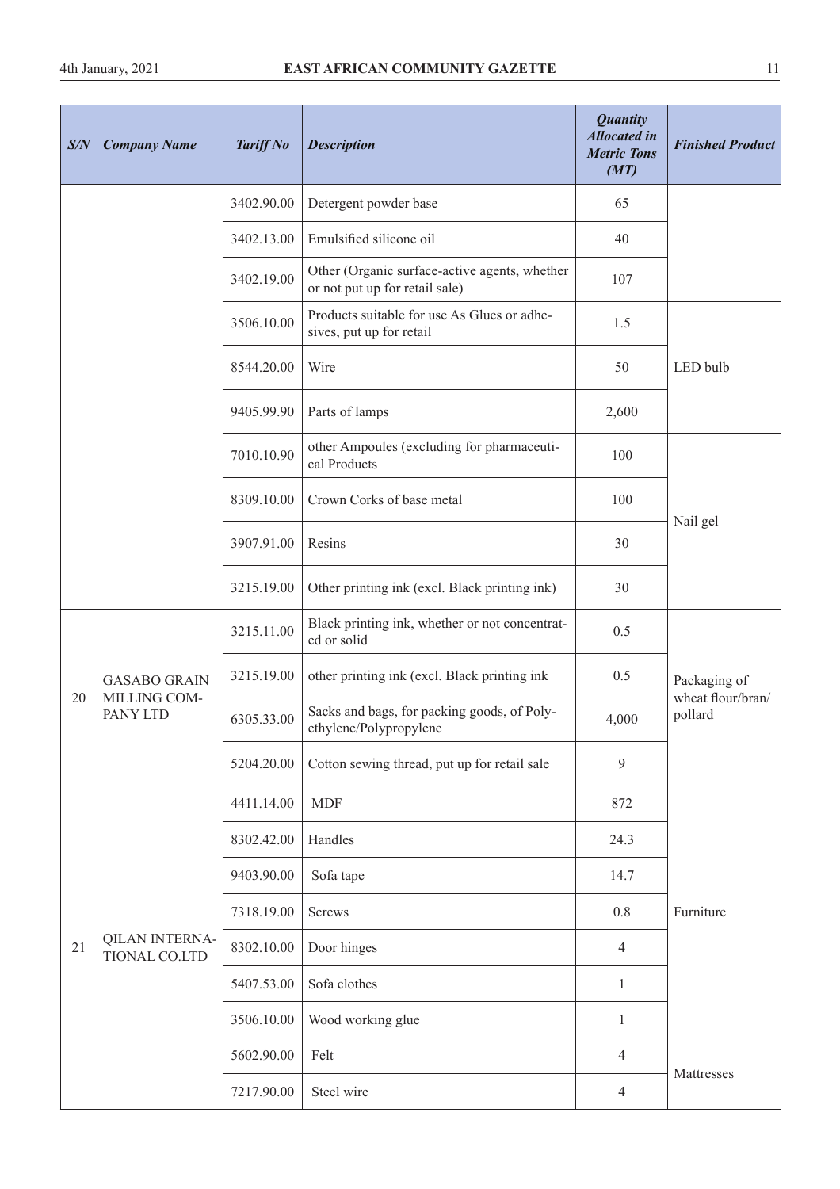| S/N | Company Name | Tariff No | Description | Quantity Allocated in Metric Tons (MT) | Finished Product |
|---|---|---|---|---|---|
| | | 3402.90.00 | Detergent powder base | 65 | |
| | | 3402.13.00 | Emulsified silicone oil | 40 | |
| | | 3402.19.00 | Other (Organic surface-active agents, whether or not put up for retail sale) | 107 | |
| | | 3506.10.00 | Products suitable for use As Glues or adhesives, put up for retail | 1.5 | LED bulb |
| | | 8544.20.00 | Wire | 50 | |
| | | 9405.99.90 | Parts of lamps | 2,600 | |
| | | 7010.10.90 | other Ampoules (excluding for pharmaceutical Products | 100 | Nail gel |
| | | 8309.10.00 | Crown Corks of base metal | 100 | |
| | | 3907.91.00 | Resins | 30 | |
| | | 3215.19.00 | Other printing ink (excl. Black printing ink) | 30 | |
| 20 | GASABO GRAIN MILLING COMPANY LTD | 3215.11.00 | Black printing ink, whether or not concentrated or solid | 0.5 | Packaging of wheat flour/bran/pollard |
| | | 3215.19.00 | other printing ink (excl. Black printing ink | 0.5 | |
| | | 6305.33.00 | Sacks and bags, for packing goods, of Polyethylene/Polypropylene | 4,000 | |
| | | 5204.20.00 | Cotton sewing thread, put up for retail sale | 9 | |
| 21 | QILAN INTERNATIONAL CO.LTD | 4411.14.00 | MDF | 872 | Furniture |
| | | 8302.42.00 | Handles | 24.3 | |
| | | 9403.90.00 | Sofa tape | 14.7 | |
| | | 7318.19.00 | Screws | 0.8 | |
| | | 8302.10.00 | Door hinges | 4 | |
| | | 5407.53.00 | Sofa clothes | 1 | |
| | | 3506.10.00 | Wood working glue | 1 | |
| | | 5602.90.00 | Felt | 4 | Mattresses |
| | | 7217.90.00 | Steel wire | 4 | |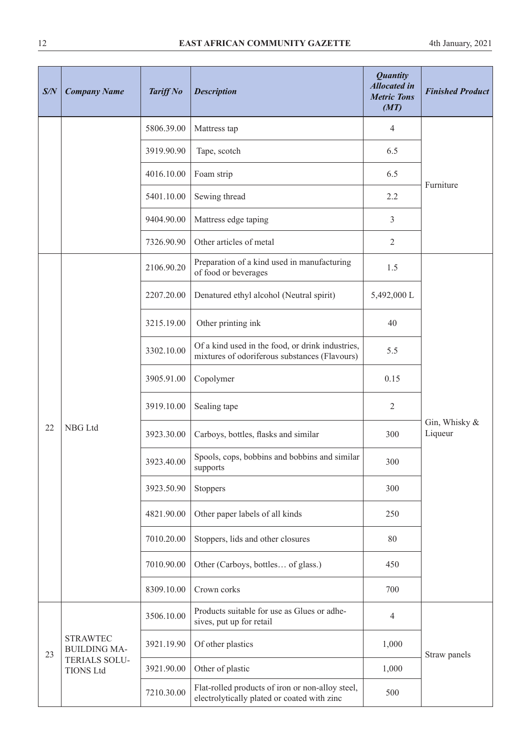| S/N | Company Name | Tariff No | Description | Quantity Allocated in Metric Tons (MT) | Finished Product |
|---|---|---|---|---|---|
| | | 5806.39.00 | Mattress tap | 4 | Furniture |
| | | 3919.90.90 | Tape, scotch | 6.5 | |
| | | 4016.10.00 | Foam strip | 6.5 | |
| | | 5401.10.00 | Sewing thread | 2.2 | |
| | | 9404.90.00 | Mattress edge taping | 3 | |
| | | 7326.90.90 | Other articles of metal | 2 | |
| 22 | NBG Ltd | 2106.90.20 | Preparation of a kind used in manufacturing of food or beverages | 1.5 | Gin, Whisky & Liqueur |
| | | 2207.20.00 | Denatured ethyl alcohol (Neutral spirit) | 5,492,000 L | |
| | | 3215.19.00 | Other printing ink | 40 | |
| | | 3302.10.00 | Of a kind used in the food, or drink industries, mixtures of odoriferous substances (Flavours) | 5.5 | |
| | | 3905.91.00 | Copolymer | 0.15 | |
| | | 3919.10.00 | Sealing tape | 2 | |
| | | 3923.30.00 | Carboys, bottles, flasks and similar | 300 | |
| | | 3923.40.00 | Spools, cops, bobbins and bobbins and similar supports | 300 | |
| | | 3923.50.90 | Stoppers | 300 | |
| | | 4821.90.00 | Other paper labels of all kinds | 250 | |
| | | 7010.20.00 | Stoppers, lids and other closures | 80 | |
| | | 7010.90.00 | Other (Carboys, bottles… of glass.) | 450 | |
| | | 8309.10.00 | Crown corks | 700 | |
| 23 | STRAWTEC BUILDING MATERIALS SOLUTIONS Ltd | 3506.10.00 | Products suitable for use as Glues or adhesives, put up for retail | 4 | Straw panels |
| | | 3921.19.90 | Of other plastics | 1,000 | |
| | | 3921.90.00 | Other of plastic | 1,000 | |
| | | 7210.30.00 | Flat-rolled products of iron or non-alloy steel, electrolytically plated or coated with zinc | 500 | |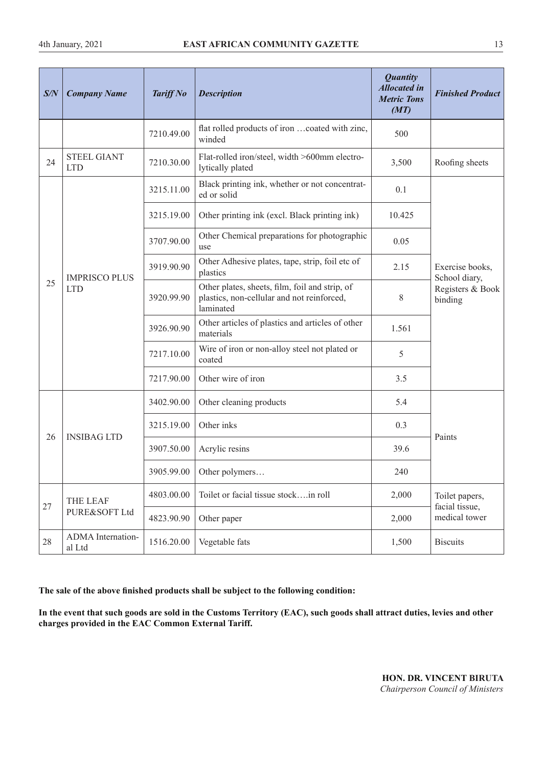| S/N | Company Name | Tariff No | Description | Quantity Allocated in Metric Tons (MT) | Finished Product |
|---|---|---|---|---|---|
| | | 7210.49.00 | flat rolled products of iron …coated with zinc, winded | 500 | |
| 24 | STEEL GIANT LTD | 7210.30.00 | Flat-rolled iron/steel, width >600mm electro-lytically plated | 3,500 | Roofing sheets |
| 25 | IMPRISCO PLUS LTD | 3215.11.00 | Black printing ink, whether or not concentrated or solid | 0.1 | Exercise books, School diary, Registers & Book binding |
| | | 3215.19.00 | Other printing ink (excl. Black printing ink) | 10.425 | |
| | | 3707.90.00 | Other Chemical preparations for photographic use | 0.05 | |
| | | 3919.90.90 | Other Adhesive plates, tape, strip, foil etc of plastics | 2.15 | |
| | | 3920.99.90 | Other plates, sheets, film, foil and strip, of plastics, non-cellular and not reinforced, laminated | 8 | |
| | | 3926.90.90 | Other articles of plastics and articles of other materials | 1.561 | |
| | | 7217.10.00 | Wire of iron or non-alloy steel not plated or coated | 5 | |
| | | 7217.90.00 | Other wire of iron | 3.5 | |
| 26 | INSIBAG LTD | 3402.90.00 | Other cleaning products | 5.4 | Paints |
| | | 3215.19.00 | Other inks | 0.3 | |
| | | 3907.50.00 | Acrylic resins | 39.6 | |
| | | 3905.99.00 | Other polymers… | 240 | |
| 27 | THE LEAF PURE&SOFT Ltd | 4803.00.00 | Toilet or facial tissue stock….in roll | 2,000 | Toilet papers, facial tissue, medical tower |
| | | 4823.90.90 | Other paper | 2,000 | |
| 28 | ADMA International Ltd | 1516.20.00 | Vegetable fats | 1,500 | Biscuits |

**The sale of the above finished products shall be subject to the following condition:**

**In the event that such goods are sold in the Customs Territory (EAC), such goods shall attract duties, levies and other charges provided in the EAC Common External Tariff.**

**HON. DR. VINCENT BIRUTA**
*Chairperson Council of Ministers*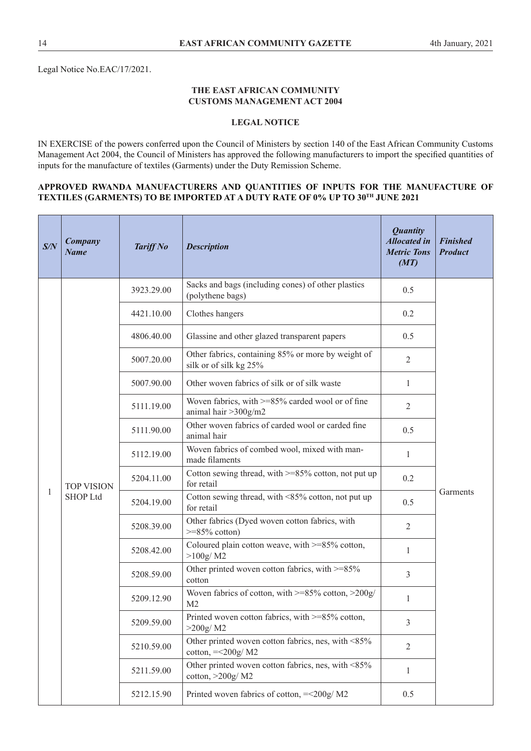Legal Notice No.EAC/17/2021.

**THE EAST AFRICAN COMMUNITY**
**CUSTOMS MANAGEMENT ACT 2004**

**LEGAL NOTICE**

IN EXERCISE of the powers conferred upon the Council of Ministers by section 140 of the East African Community Customs Management Act 2004, the Council of Ministers has approved the following manufacturers to import the specified quantities of inputs for the manufacture of textiles (Garments) under the Duty Remission Scheme.

**APPROVED RWANDA MANUFACTURERS AND QUANTITIES OF INPUTS FOR THE MANUFACTURE OF TEXTILES (GARMENTS) TO BE IMPORTED AT A DUTY RATE OF 0% UP TO 30TH JUNE 2021**

| *S/N* | *Company Name* | *Tariff No* | *Description* | *Quantity Allocated in Metric Tons (MT)* | *Finished Product* |
|---|---|---|---|---|---|
| 1 | TOP VISION SHOP Ltd | 3923.29.00 | Sacks and bags (including cones) of other plastics (polythene bags) | 0.5 | Garments |
| | | 4421.10.00 | Clothes hangers | 0.2 | |
| | | 4806.40.00 | Glassine and other glazed transparent papers | 0.5 | |
| | | 5007.20.00 | Other fabrics, containing 85% or more by weight of silk or of silk kg 25% | 2 | |
| | | 5007.90.00 | Other woven fabrics of silk or of silk waste | 1 | |
| | | 5111.19.00 | Woven fabrics, with >=85% carded wool or of fine animal hair >300g/m2 | 2 | |
| | | 5111.90.00 | Other woven fabrics of carded wool or carded fine animal hair | 0.5 | |
| | | 5112.19.00 | Woven fabrics of combed wool, mixed with man-made filaments | 1 | |
| | | 5204.11.00 | Cotton sewing thread, with >=85% cotton, not put up for retail | 0.2 | |
| | | 5204.19.00 | Cotton sewing thread, with <85% cotton, not put up for retail | 0.5 | |
| | | 5208.39.00 | Other fabrics (Dyed woven cotton fabrics, with >=85% cotton) | 2 | |
| | | 5208.42.00 | Coloured plain cotton weave, with >=85% cotton, >100g/ M2 | 1 | |
| | | 5208.59.00 | Other printed woven cotton fabrics, with >=85% cotton | 3 | |
| | | 5209.12.90 | Woven fabrics of cotton, with >=85% cotton, >200g/ M2 | 1 | |
| | | 5209.59.00 | Printed woven cotton fabrics, with >=85% cotton, >200g/ M2 | 3 | |
| | | 5210.59.00 | Other printed woven cotton fabrics, nes, with <85% cotton, =<200g/ M2 | 2 | |
| | | 5211.59.00 | Other printed woven cotton fabrics, nes, with <85% cotton, >200g/ M2 | 1 | |
| | | 5212.15.90 | Printed woven fabrics of cotton, =<200g/ M2 | 0.5 | |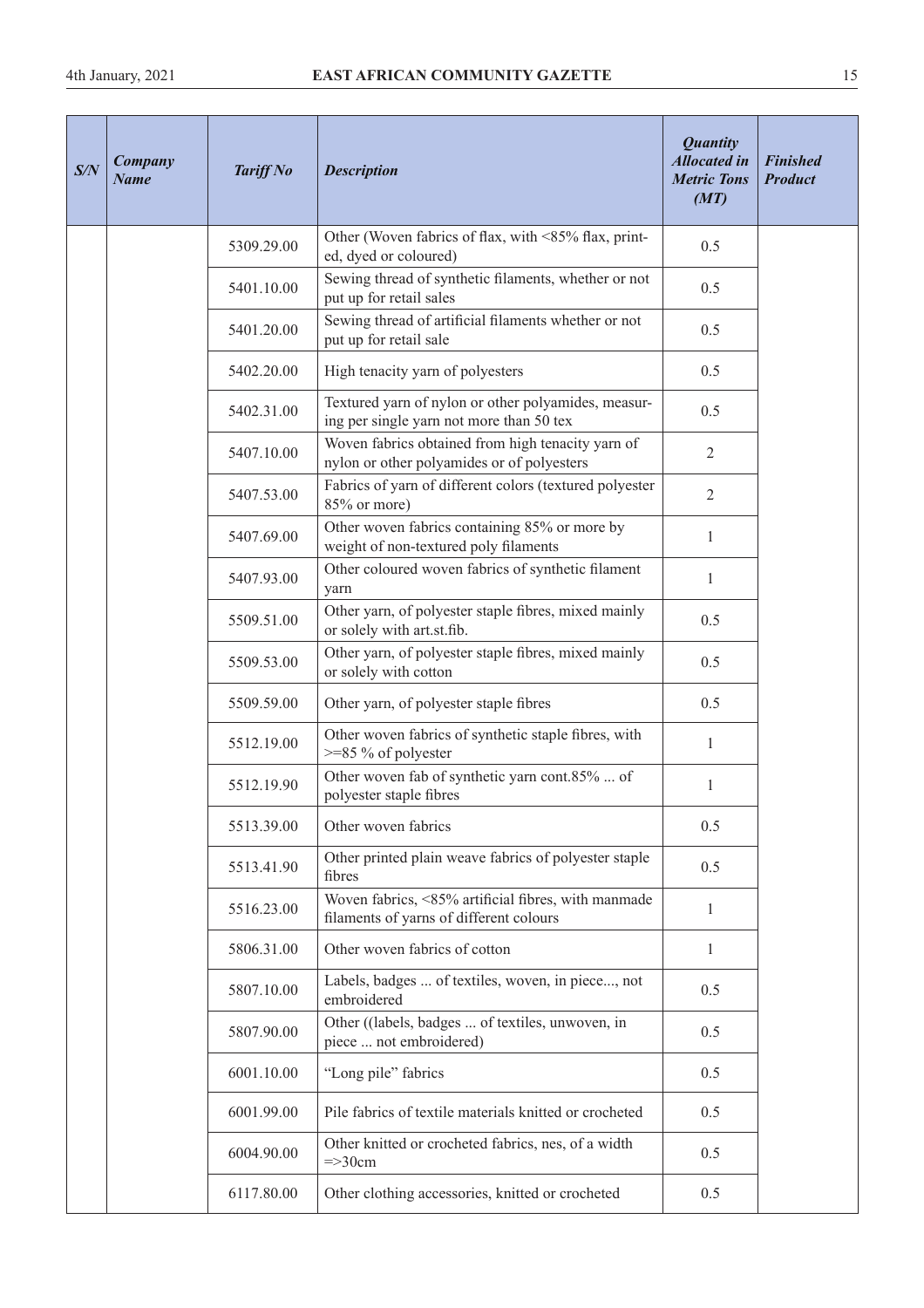| S/N | Company Name | Tariff No | Description | Quantity Allocated in Metric Tons (MT) | Finished Product |
|---|---|---|---|---|---|
| | | 5309.29.00 | Other (Woven fabrics of flax, with <85% flax, printed, dyed or coloured) | 0.5 | |
| | | 5401.10.00 | Sewing thread of synthetic filaments, whether or not put up for retail sales | 0.5 | |
| | | 5401.20.00 | Sewing thread of artificial filaments whether or not put up for retail sale | 0.5 | |
| | | 5402.20.00 | High tenacity yarn of polyesters | 0.5 | |
| | | 5402.31.00 | Textured yarn of nylon or other polyamides, measuring per single yarn not more than 50 tex | 0.5 | |
| | | 5407.10.00 | Woven fabrics obtained from high tenacity yarn of nylon or other polyamides or of polyesters | 2 | |
| | | 5407.53.00 | Fabrics of yarn of different colors (textured polyester 85% or more) | 2 | |
| | | 5407.69.00 | Other woven fabrics containing 85% or more by weight of non-textured poly filaments | 1 | |
| | | 5407.93.00 | Other coloured woven fabrics of synthetic filament yarn | 1 | |
| | | 5509.51.00 | Other yarn, of polyester staple fibres, mixed mainly or solely with art.st.fib. | 0.5 | |
| | | 5509.53.00 | Other yarn, of polyester staple fibres, mixed mainly or solely with cotton | 0.5 | |
| | | 5509.59.00 | Other yarn, of polyester staple fibres | 0.5 | |
| | | 5512.19.00 | Other woven fabrics of synthetic staple fibres, with >=85 % of polyester | 1 | |
| | | 5512.19.90 | Other woven fab of synthetic yarn cont.85% ... of polyester staple fibres | 1 | |
| | | 5513.39.00 | Other woven fabrics | 0.5 | |
| | | 5513.41.90 | Other printed plain weave fabrics of polyester staple fibres | 0.5 | |
| | | 5516.23.00 | Woven fabrics, <85% artificial fibres, with manmade filaments of yarns of different colours | 1 | |
| | | 5806.31.00 | Other woven fabrics of cotton | 1 | |
| | | 5807.10.00 | Labels, badges ... of textiles, woven, in piece..., not embroidered | 0.5 | |
| | | 5807.90.00 | Other ((labels, badges ... of textiles, unwoven, in piece ... not embroidered) | 0.5 | |
| | | 6001.10.00 | "Long pile" fabrics | 0.5 | |
| | | 6001.99.00 | Pile fabrics of textile materials knitted or crocheted | 0.5 | |
| | | 6004.90.00 | Other knitted or crocheted fabrics, nes, of a width =>30cm | 0.5 | |
| | | 6117.80.00 | Other clothing accessories, knitted or crocheted | 0.5 | |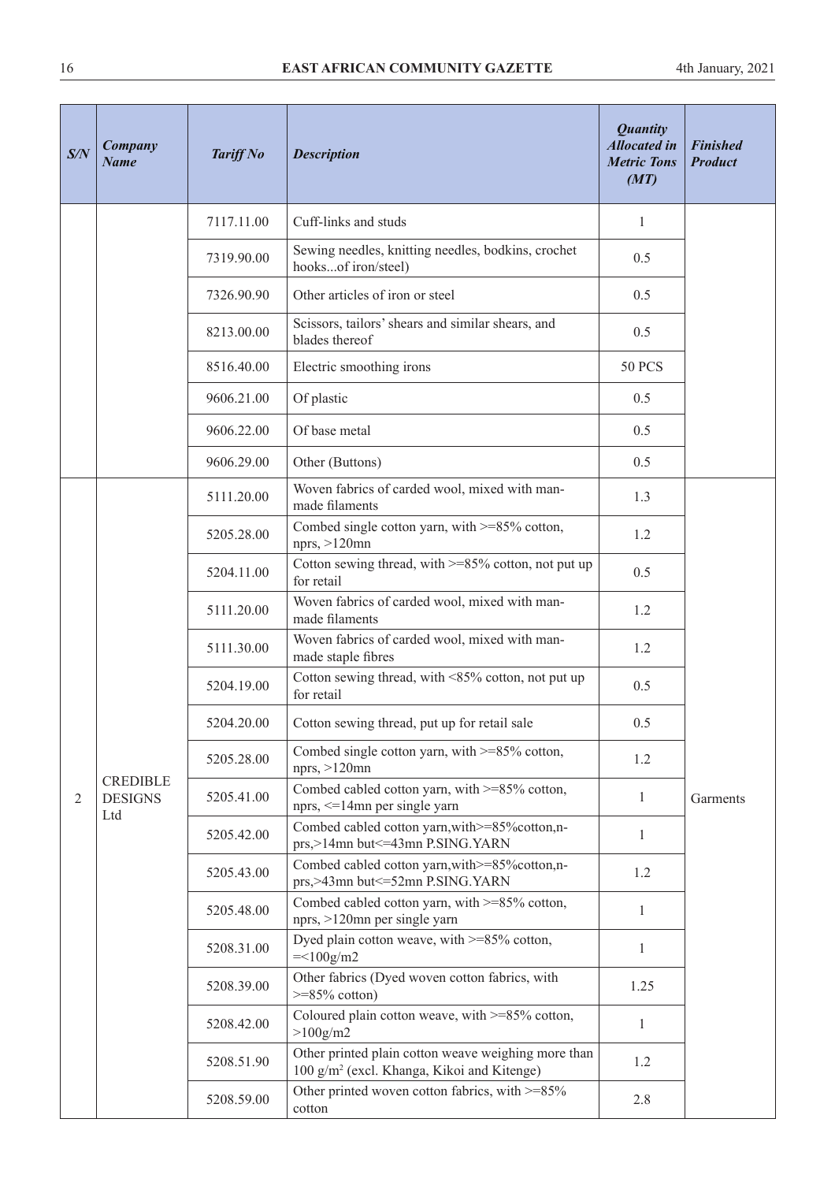| S/N | Company Name | Tariff No | Description | Quantity Allocated in Metric Tons (MT) | Finished Product |
|---|---|---|---|---|---|
| | | 7117.11.00 | Cuff-links and studs | 1 | |
| | | 7319.90.00 | Sewing needles, knitting needles, bodkins, crochet hooks...of iron/steel) | 0.5 | |
| | | 7326.90.90 | Other articles of iron or steel | 0.5 | |
| | | 8213.00.00 | Scissors, tailors' shears and similar shears, and blades thereof | 0.5 | |
| | | 8516.40.00 | Electric smoothing irons | 50 PCS | |
| | | 9606.21.00 | Of plastic | 0.5 | |
| | | 9606.22.00 | Of base metal | 0.5 | |
| | | 9606.29.00 | Other (Buttons) | 0.5 | |
| 2 | CREDIBLE DESIGNS Ltd | 5111.20.00 | Woven fabrics of carded wool, mixed with man-made filaments | 1.3 | Garments |
| | | 5205.28.00 | Combed single cotton yarn, with >=85% cotton, nprs, >120mn | 1.2 | |
| | | 5204.11.00 | Cotton sewing thread, with >=85% cotton, not put up for retail | 0.5 | |
| | | 5111.20.00 | Woven fabrics of carded wool, mixed with man-made filaments | 1.2 | |
| | | 5111.30.00 | Woven fabrics of carded wool, mixed with man-made staple fibres | 1.2 | |
| | | 5204.19.00 | Cotton sewing thread, with <85% cotton, not put up for retail | 0.5 | |
| | | 5204.20.00 | Cotton sewing thread, put up for retail sale | 0.5 | |
| | | 5205.28.00 | Combed single cotton yarn, with >=85% cotton, nprs, >120mn | 1.2 | |
| | | 5205.41.00 | Combed cabled cotton yarn, with >=85% cotton, nprs, <=14mn per single yarn | 1 | |
| | | 5205.42.00 | Combed cabled cotton yarn,with>=85%cotton,n-prs,>14mn but<=43mn P.SING.YARN | 1 | |
| | | 5205.43.00 | Combed cabled cotton yarn,with>=85%cotton,n-prs,>43mn but<=52mn P.SING.YARN | 1.2 | |
| | | 5205.48.00 | Combed cabled cotton yarn, with >=85% cotton, nprs, >120mn per single yarn | 1 | |
| | | 5208.31.00 | Dyed plain cotton weave, with >=85% cotton, =<100g/m2 | 1 | |
| | | 5208.39.00 | Other fabrics (Dyed woven cotton fabrics, with >=85% cotton) | 1.25 | |
| | | 5208.42.00 | Coloured plain cotton weave, with >=85% cotton, >100g/m2 | 1 | |
| | | 5208.51.90 | Other printed plain cotton weave weighing more than 100 g/m$^2$ (excl. Khanga, Kikoi and Kitenge) | 1.2 | |
| | | 5208.59.00 | Other printed woven cotton fabrics, with >=85% cotton | 2.8 | |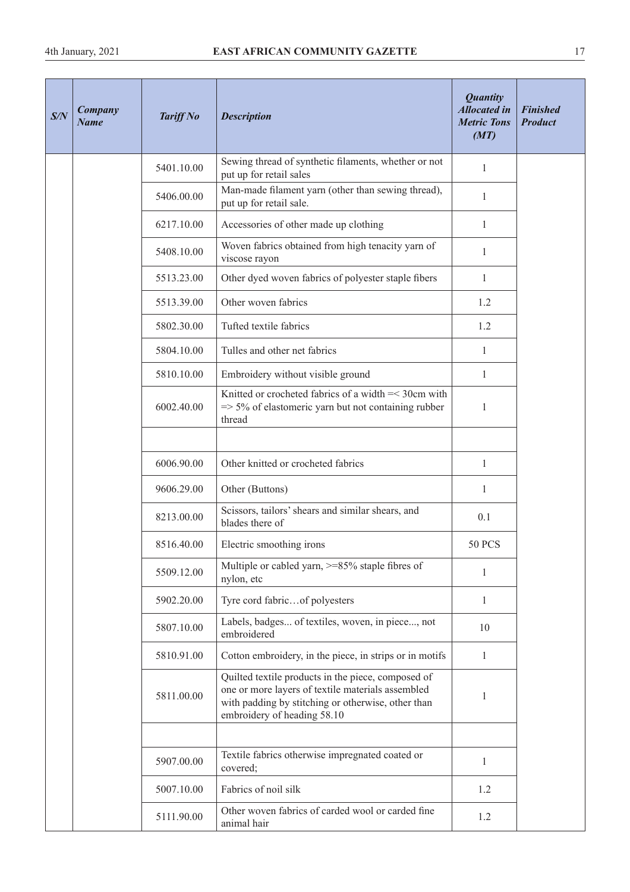| S/N | Company Name | Tariff No | Description | Quantity Allocated in Metric Tons (MT) | Finished Product |
|---|---|---|---|---|---|
| | | 5401.10.00 | Sewing thread of synthetic filaments, whether or not put up for retail sales | 1 | |
| | | 5406.00.00 | Man-made filament yarn (other than sewing thread), put up for retail sale. | 1 | |
| | | 6217.10.00 | Accessories of other made up clothing | 1 | |
| | | 5408.10.00 | Woven fabrics obtained from high tenacity yarn of viscose rayon | 1 | |
| | | 5513.23.00 | Other dyed woven fabrics of polyester staple fibers | 1 | |
| | | 5513.39.00 | Other woven fabrics | 1.2 | |
| | | 5802.30.00 | Tufted textile fabrics | 1.2 | |
| | | 5804.10.00 | Tulles and other net fabrics | 1 | |
| | | 5810.10.00 | Embroidery without visible ground | 1 | |
| | | 6002.40.00 | Knitted or crocheted fabrics of a width =< 30cm with => 5% of elastomeric yarn but not containing rubber thread | 1 | |
| | | | | | |
| | | 6006.90.00 | Other knitted or crocheted fabrics | 1 | |
| | | 9606.29.00 | Other (Buttons) | 1 | |
| | | 8213.00.00 | Scissors, tailors' shears and similar shears, and blades there of | 0.1 | |
| | | 8516.40.00 | Electric smoothing irons | 50 PCS | |
| | | 5509.12.00 | Multiple or cabled yarn, >=85% staple fibres of nylon, etc | 1 | |
| | | 5902.20.00 | Tyre cord fabric…of polyesters | 1 | |
| | | 5807.10.00 | Labels, badges... of textiles, woven, in piece..., not embroidered | 10 | |
| | | 5810.91.00 | Cotton embroidery, in the piece, in strips or in motifs | 1 | |
| | | 5811.00.00 | Quilted textile products in the piece, composed of one or more layers of textile materials assembled with padding by stitching or otherwise, other than embroidery of heading 58.10 | 1 | |
| | | | | | |
| | | 5907.00.00 | Textile fabrics otherwise impregnated coated or covered; | 1 | |
| | | 5007.10.00 | Fabrics of noil silk | 1.2 | |
| | | 5111.90.00 | Other woven fabrics of carded wool or carded fine animal hair | 1.2 | |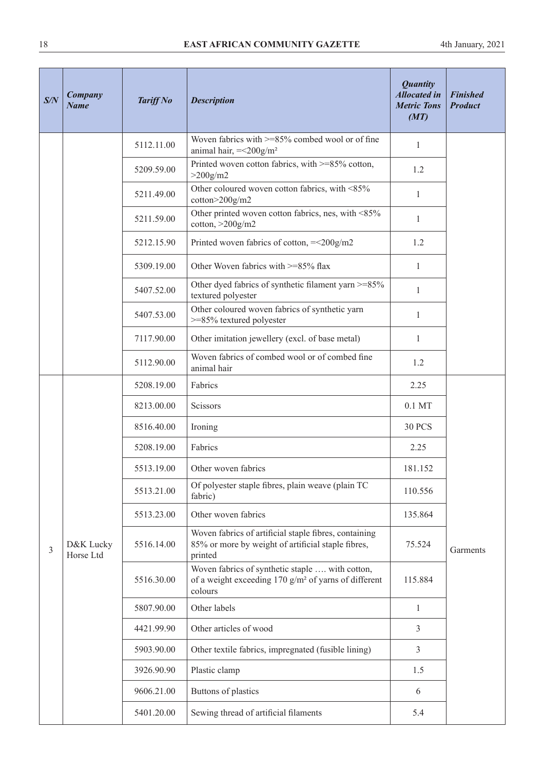| S/N | Company Name | Tariff No | Description | Quantity Allocated in Metric Tons (MT) | Finished Product |
|---|---|---|---|---|---|
| | | 5112.11.00 | Woven fabrics with >=85% combed wool or of fine animal hair, =<200g/m² | 1 | |
| | | 5209.59.00 | Printed woven cotton fabrics, with >=85% cotton, >200g/m2 | 1.2 | |
| | | 5211.49.00 | Other coloured woven cotton fabrics, with <85% cotton>200g/m2 | 1 | |
| | | 5211.59.00 | Other printed woven cotton fabrics, nes, with <85% cotton, >200g/m2 | 1 | |
| | | 5212.15.90 | Printed woven fabrics of cotton, =<200g/m2 | 1.2 | |
| | | 5309.19.00 | Other Woven fabrics with >=85% flax | 1 | |
| | | 5407.52.00 | Other dyed fabrics of synthetic filament yarn >=85% textured polyester | 1 | |
| | | 5407.53.00 | Other coloured woven fabrics of synthetic yarn >=85% textured polyester | 1 | |
| | | 7117.90.00 | Other imitation jewellery (excl. of base metal) | 1 | |
| | | 5112.90.00 | Woven fabrics of combed wool or of combed fine animal hair | 1.2 | |
| 3 | D&K Lucky Horse Ltd | 5208.19.00 | Fabrics | 2.25 | Garments |
| | | 8213.00.00 | Scissors | 0.1 MT | |
| | | 8516.40.00 | Ironing | 30 PCS | |
| | | 5208.19.00 | Fabrics | 2.25 | |
| | | 5513.19.00 | Other woven fabrics | 181.152 | |
| | | 5513.21.00 | Of polyester staple fibres, plain weave (plain TC fabric) | 110.556 | |
| | | 5513.23.00 | Other woven fabrics | 135.864 | |
| | | 5516.14.00 | Woven fabrics of artificial staple fibres, containing 85% or more by weight of artificial staple fibres, printed | 75.524 | |
| | | 5516.30.00 | Woven fabrics of synthetic staple …. with cotton, of a weight exceeding 170 g/m² of yarns of different colours | 115.884 | |
| | | 5807.90.00 | Other labels | 1 | |
| | | 4421.99.90 | Other articles of wood | 3 | |
| | | 5903.90.00 | Other textile fabrics, impregnated (fusible lining) | 3 | |
| | | 3926.90.90 | Plastic clamp | 1.5 | |
| | | 9606.21.00 | Buttons of plastics | 6 | |
| | | 5401.20.00 | Sewing thread of artificial filaments | 5.4 | |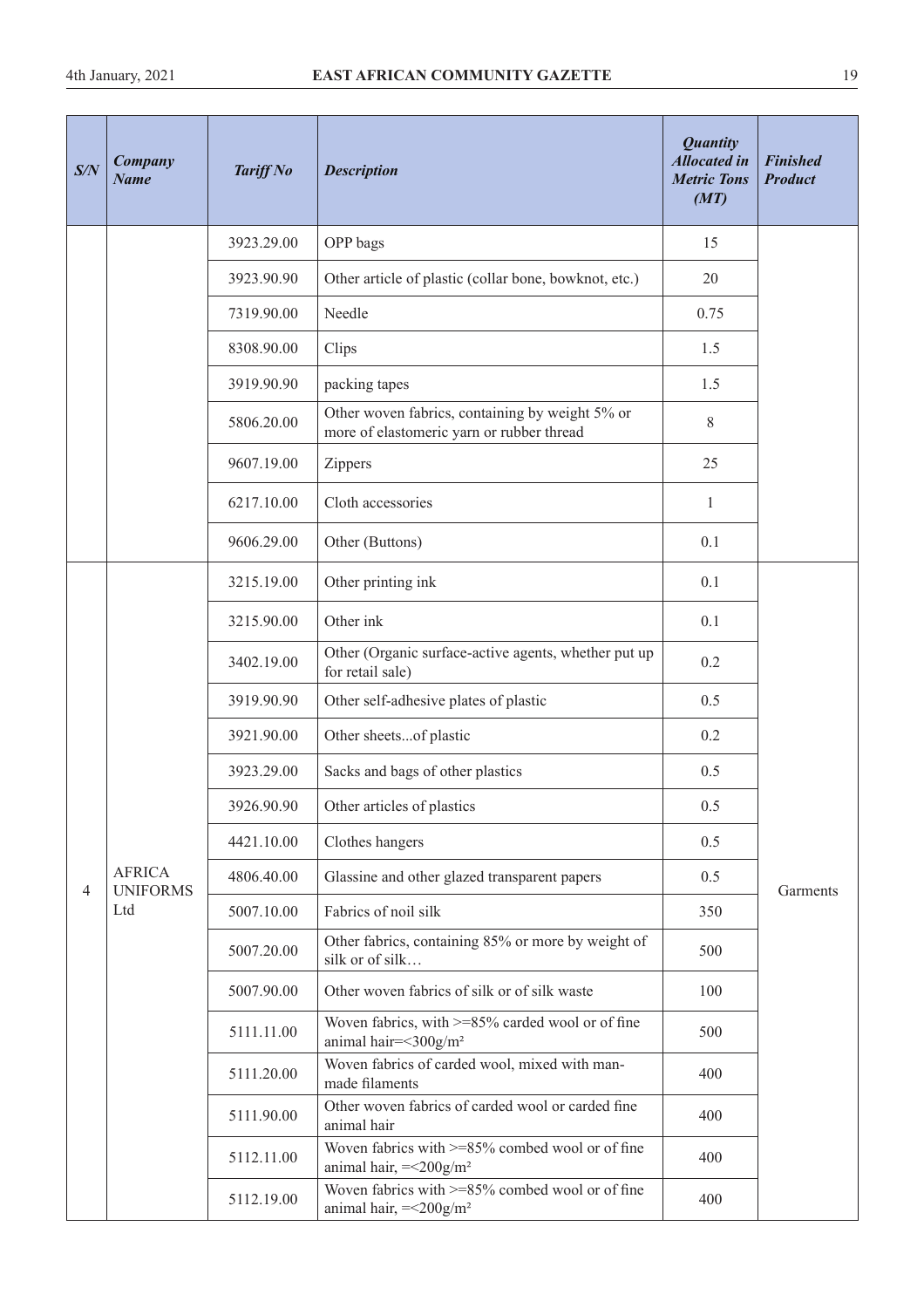| S/N | Company Name | Tariff No | Description | Quantity Allocated in Metric Tons (MT) | Finished Product |
|---|---|---|---|---|---|
| | | 3923.29.00 | OPP bags | 15 | |
| | | 3923.90.90 | Other article of plastic (collar bone, bowknot, etc.) | 20 | |
| | | 7319.90.00 | Needle | 0.75 | |
| | | 8308.90.00 | Clips | 1.5 | |
| | | 3919.90.90 | packing tapes | 1.5 | |
| | | 5806.20.00 | Other woven fabrics, containing by weight 5% or more of elastomeric yarn or rubber thread | 8 | |
| | | 9607.19.00 | Zippers | 25 | |
| | | 6217.10.00 | Cloth accessories | 1 | |
| | | 9606.29.00 | Other (Buttons) | 0.1 | |
| 4 | AFRICA UNIFORMS Ltd | 3215.19.00 | Other printing ink | 0.1 | Garments |
| | | 3215.90.00 | Other ink | 0.1 | |
| | | 3402.19.00 | Other (Organic surface-active agents, whether put up for retail sale) | 0.2 | |
| | | 3919.90.90 | Other self-adhesive plates of plastic | 0.5 | |
| | | 3921.90.00 | Other sheets...of plastic | 0.2 | |
| | | 3923.29.00 | Sacks and bags of other plastics | 0.5 | |
| | | 3926.90.90 | Other articles of plastics | 0.5 | |
| | | 4421.10.00 | Clothes hangers | 0.5 | |
| | | 4806.40.00 | Glassine and other glazed transparent papers | 0.5 | |
| | | 5007.10.00 | Fabrics of noil silk | 350 | |
| | | 5007.20.00 | Other fabrics, containing 85% or more by weight of silk or of silk… | 500 | |
| | | 5007.90.00 | Other woven fabrics of silk or of silk waste | 100 | |
| | | 5111.11.00 | Woven fabrics, with >=85% carded wool or of fine animal hair=<300g/m² | 500 | |
| | | 5111.20.00 | Woven fabrics of carded wool, mixed with man-made filaments | 400 | |
| | | 5111.90.00 | Other woven fabrics of carded wool or carded fine animal hair | 400 | |
| | | 5112.11.00 | Woven fabrics with >=85% combed wool or of fine animal hair, =<200g/m² | 400 | |
| | | 5112.19.00 | Woven fabrics with >=85% combed wool or of fine animal hair, =<200g/m² | 400 | |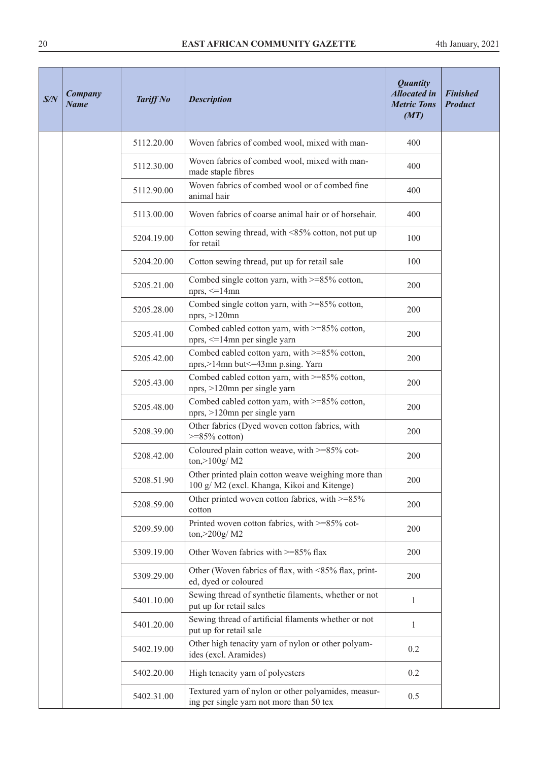| S/N | Company Name | Tariff No | Description | Quantity Allocated in Metric Tons (MT) | Finished Product |
|---|---|---|---|---|---|
| | | 5112.20.00 | Woven fabrics of combed wool, mixed with man- | 400 | |
| | | 5112.30.00 | Woven fabrics of combed wool, mixed with man-made staple fibres | 400 | |
| | | 5112.90.00 | Woven fabrics of combed wool or of combed fine animal hair | 400 | |
| | | 5113.00.00 | Woven fabrics of coarse animal hair or of horsehair. | 400 | |
| | | 5204.19.00 | Cotton sewing thread, with <85% cotton, not put up for retail | 100 | |
| | | 5204.20.00 | Cotton sewing thread, put up for retail sale | 100 | |
| | | 5205.21.00 | Combed single cotton yarn, with >=85% cotton, nprs, <=14mn | 200 | |
| | | 5205.28.00 | Combed single cotton yarn, with >=85% cotton, nprs, >120mn | 200 | |
| | | 5205.41.00 | Combed cabled cotton yarn, with >=85% cotton, nprs, <=14mn per single yarn | 200 | |
| | | 5205.42.00 | Combed cabled cotton yarn, with >=85% cotton, nprs,>14mn but<=43mn p.sing. Yarn | 200 | |
| | | 5205.43.00 | Combed cabled cotton yarn, with >=85% cotton, nprs, >120mn per single yarn | 200 | |
| | | 5205.48.00 | Combed cabled cotton yarn, with >=85% cotton, nprs, >120mn per single yarn | 200 | |
| | | 5208.39.00 | Other fabrics (Dyed woven cotton fabrics, with >=85% cotton) | 200 | |
| | | 5208.42.00 | Coloured plain cotton weave, with >=85% cotton,>100g/ M2 | 200 | |
| | | 5208.51.90 | Other printed plain cotton weave weighing more than 100 g/ M2 (excl. Khanga, Kikoi and Kitenge) | 200 | |
| | | 5208.59.00 | Other printed woven cotton fabrics, with >=85% cotton | 200 | |
| | | 5209.59.00 | Printed woven cotton fabrics, with >=85% cotton,>200g/ M2 | 200 | |
| | | 5309.19.00 | Other Woven fabrics with >=85% flax | 200 | |
| | | 5309.29.00 | Other (Woven fabrics of flax, with <85% flax, printed, dyed or coloured | 200 | |
| | | 5401.10.00 | Sewing thread of synthetic filaments, whether or not put up for retail sales | 1 | |
| | | 5401.20.00 | Sewing thread of artificial filaments whether or not put up for retail sale | 1 | |
| | | 5402.19.00 | Other high tenacity yarn of nylon or other polyamides (excl. Aramides) | 0.2 | |
| | | 5402.20.00 | High tenacity yarn of polyesters | 0.2 | |
| | | 5402.31.00 | Textured yarn of nylon or other polyamides, measuring per single yarn not more than 50 tex | 0.5 | |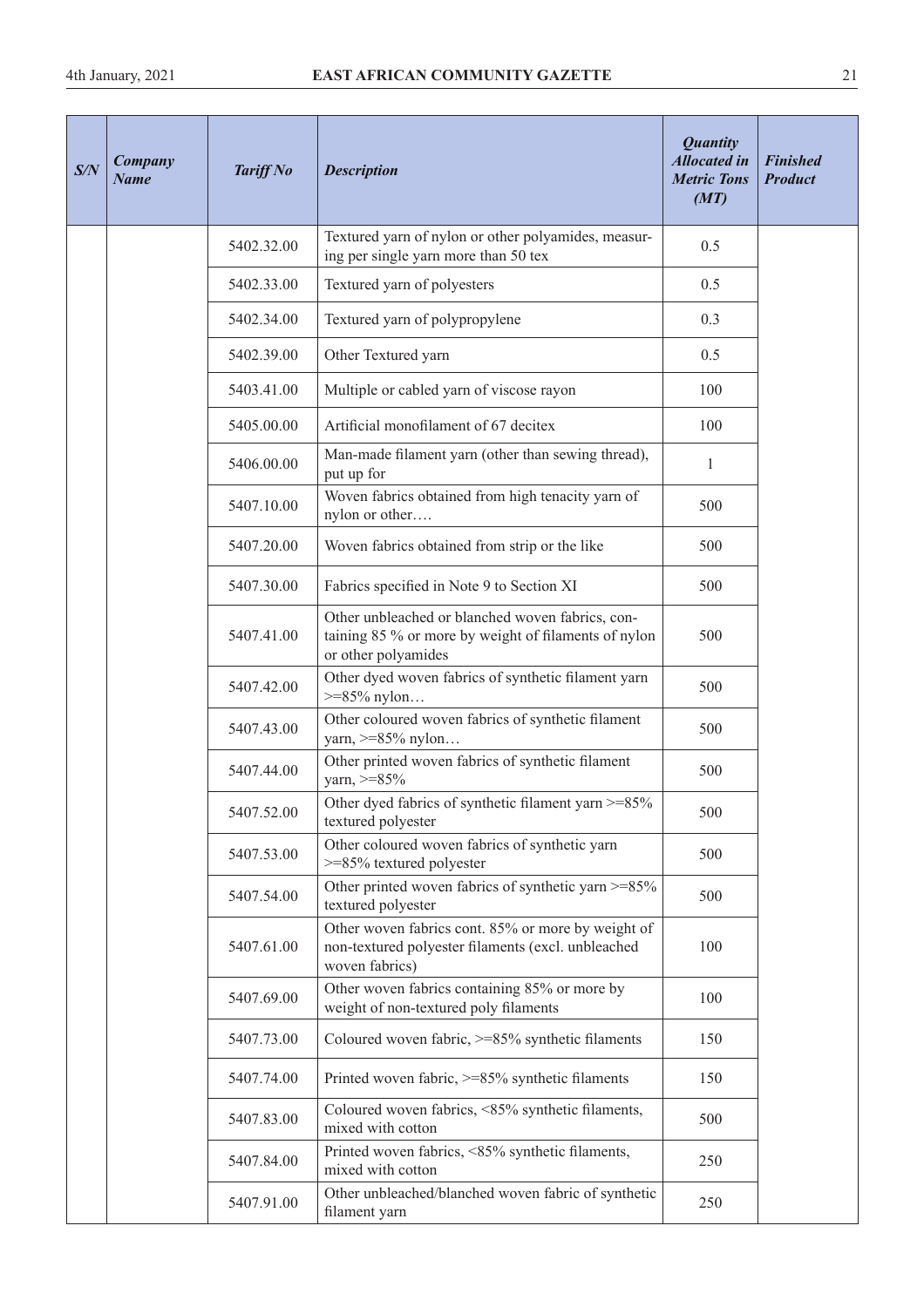| *S/N* | *Company Name* | *Tariff No* | *Description* | *Quantity Allocated in Metric Tons (MT)* | *Finished Product* |
|---|---|---|---|---|---|
| | | 5402.32.00 | Textured yarn of nylon or other polyamides, measuring per single yarn more than 50 tex | 0.5 | |
| | | 5402.33.00 | Textured yarn of polyesters | 0.5 | |
| | | 5402.34.00 | Textured yarn of polypropylene | 0.3 | |
| | | 5402.39.00 | Other Textured yarn | 0.5 | |
| | | 5403.41.00 | Multiple or cabled yarn of viscose rayon | 100 | |
| | | 5405.00.00 | Artificial monofilament of 67 decitex | 100 | |
| | | 5406.00.00 | Man-made filament yarn (other than sewing thread), put up for | 1 | |
| | | 5407.10.00 | Woven fabrics obtained from high tenacity yarn of nylon or other…. | 500 | |
| | | 5407.20.00 | Woven fabrics obtained from strip or the like | 500 | |
| | | 5407.30.00 | Fabrics specified in Note 9 to Section XI | 500 | |
| | | 5407.41.00 | Other unbleached or blanched woven fabrics, containing 85 % or more by weight of filaments of nylon or other polyamides | 500 | |
| | | 5407.42.00 | Other dyed woven fabrics of synthetic filament yarn >=85% nylon… | 500 | |
| | | 5407.43.00 | Other coloured woven fabrics of synthetic filament yarn, >=85% nylon… | 500 | |
| | | 5407.44.00 | Other printed woven fabrics of synthetic filament yarn, >=85% | 500 | |
| | | 5407.52.00 | Other dyed fabrics of synthetic filament yarn >=85% textured polyester | 500 | |
| | | 5407.53.00 | Other coloured woven fabrics of synthetic yarn >=85% textured polyester | 500 | |
| | | 5407.54.00 | Other printed woven fabrics of synthetic yarn >=85% textured polyester | 500 | |
| | | 5407.61.00 | Other woven fabrics cont. 85% or more by weight of non-textured polyester filaments (excl. unbleached woven fabrics) | 100 | |
| | | 5407.69.00 | Other woven fabrics containing 85% or more by weight of non-textured poly filaments | 100 | |
| | | 5407.73.00 | Coloured woven fabric, >=85% synthetic filaments | 150 | |
| | | 5407.74.00 | Printed woven fabric, >=85% synthetic filaments | 150 | |
| | | 5407.83.00 | Coloured woven fabrics, <85% synthetic filaments, mixed with cotton | 500 | |
| | | 5407.84.00 | Printed woven fabrics, <85% synthetic filaments, mixed with cotton | 250 | |
| | | 5407.91.00 | Other unbleached/blanched woven fabric of synthetic filament yarn | 250 | |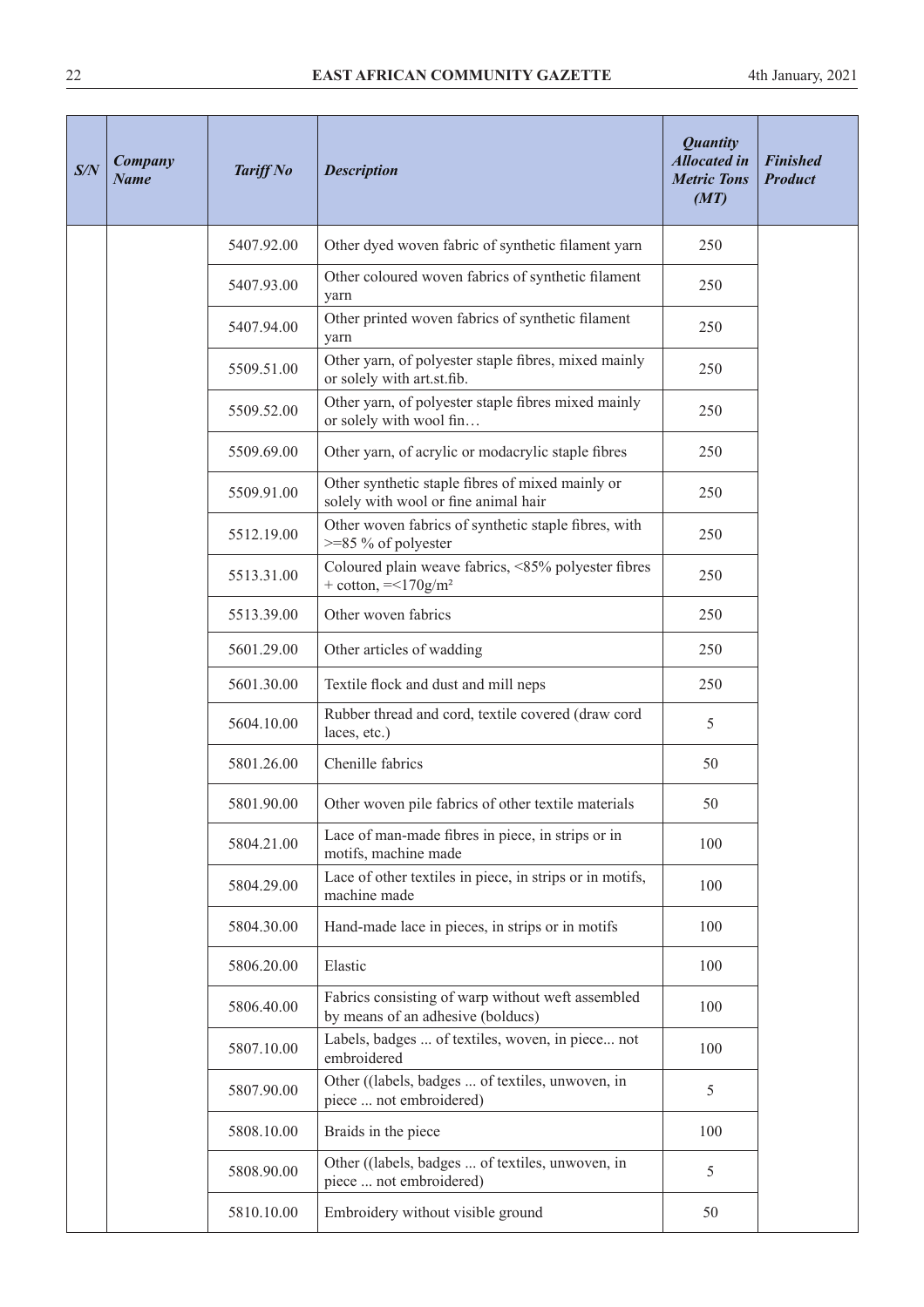| S/N | Company Name | Tariff No | Description | Quantity Allocated in Metric Tons (MT) | Finished Product |
|---|---|---|---|---|---|
| | | 5407.92.00 | Other dyed woven fabric of synthetic filament yarn | 250 | |
| | | 5407.93.00 | Other coloured woven fabrics of synthetic filament yarn | 250 | |
| | | 5407.94.00 | Other printed woven fabrics of synthetic filament yarn | 250 | |
| | | 5509.51.00 | Other yarn, of polyester staple fibres, mixed mainly or solely with art.st.fib. | 250 | |
| | | 5509.52.00 | Other yarn, of polyester staple fibres mixed mainly or solely with wool fin… | 250 | |
| | | 5509.69.00 | Other yarn, of acrylic or modacrylic staple fibres | 250 | |
| | | 5509.91.00 | Other synthetic staple fibres of mixed mainly or solely with wool or fine animal hair | 250 | |
| | | 5512.19.00 | Other woven fabrics of synthetic staple fibres, with >=85 % of polyester | 250 | |
| | | 5513.31.00 | Coloured plain weave fabrics, <85% polyester fibres + cotton, =<170g/m² | 250 | |
| | | 5513.39.00 | Other woven fabrics | 250 | |
| | | 5601.29.00 | Other articles of wadding | 250 | |
| | | 5601.30.00 | Textile flock and dust and mill neps | 250 | |
| | | 5604.10.00 | Rubber thread and cord, textile covered (draw cord laces, etc.) | 5 | |
| | | 5801.26.00 | Chenille fabrics | 50 | |
| | | 5801.90.00 | Other woven pile fabrics of other textile materials | 50 | |
| | | 5804.21.00 | Lace of man-made fibres in piece, in strips or in motifs, machine made | 100 | |
| | | 5804.29.00 | Lace of other textiles in piece, in strips or in motifs, machine made | 100 | |
| | | 5804.30.00 | Hand-made lace in pieces, in strips or in motifs | 100 | |
| | | 5806.20.00 | Elastic | 100 | |
| | | 5806.40.00 | Fabrics consisting of warp without weft assembled by means of an adhesive (bolducs) | 100 | |
| | | 5807.10.00 | Labels, badges ... of textiles, woven, in piece... not embroidered | 100 | |
| | | 5807.90.00 | Other ((labels, badges ... of textiles, unwoven, in piece ... not embroidered) | 5 | |
| | | 5808.10.00 | Braids in the piece | 100 | |
| | | 5808.90.00 | Other ((labels, badges ... of textiles, unwoven, in piece ... not embroidered) | 5 | |
| | | 5810.10.00 | Embroidery without visible ground | 50 | |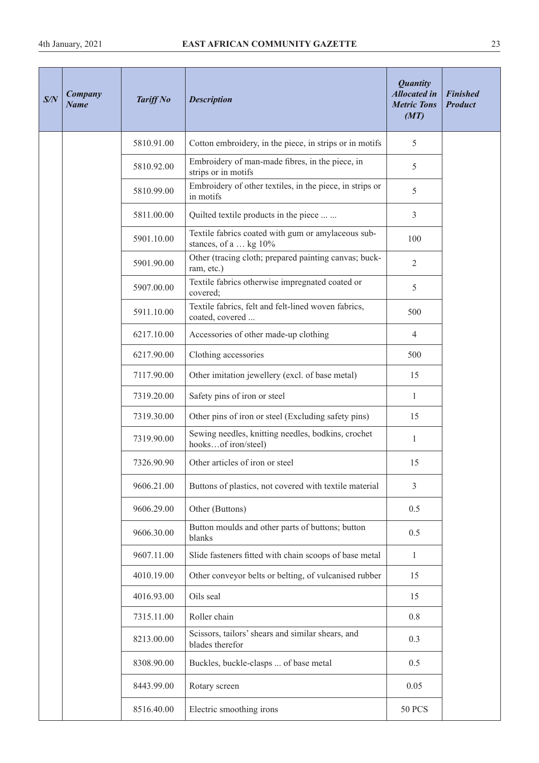| S/N | Company Name | Tariff No | Description | Quantity Allocated in Metric Tons (MT) | Finished Product |
|---|---|---|---|---|---|
| | | 5810.91.00 | Cotton embroidery, in the piece, in strips or in motifs | 5 | |
| | | 5810.92.00 | Embroidery of man-made fibres, in the piece, in strips or in motifs | 5 | |
| | | 5810.99.00 | Embroidery of other textiles, in the piece, in strips or in motifs | 5 | |
| | | 5811.00.00 | Quilted textile products in the piece ... ... | 3 | |
| | | 5901.10.00 | Textile fabrics coated with gum or amylaceous substances, of a … kg 10% | 100 | |
| | | 5901.90.00 | Other (tracing cloth; prepared painting canvas; buckram, etc.) | 2 | |
| | | 5907.00.00 | Textile fabrics otherwise impregnated coated or covered; | 5 | |
| | | 5911.10.00 | Textile fabrics, felt and felt-lined woven fabrics, coated, covered ... | 500 | |
| | | 6217.10.00 | Accessories of other made-up clothing | 4 | |
| | | 6217.90.00 | Clothing accessories | 500 | |
| | | 7117.90.00 | Other imitation jewellery (excl. of base metal) | 15 | |
| | | 7319.20.00 | Safety pins of iron or steel | 1 | |
| | | 7319.30.00 | Other pins of iron or steel (Excluding safety pins) | 15 | |
| | | 7319.90.00 | Sewing needles, knitting needles, bodkins, crochet hooks…of iron/steel) | 1 | |
| | | 7326.90.90 | Other articles of iron or steel | 15 | |
| | | 9606.21.00 | Buttons of plastics, not covered with textile material | 3 | |
| | | 9606.29.00 | Other (Buttons) | 0.5 | |
| | | 9606.30.00 | Button moulds and other parts of buttons; button blanks | 0.5 | |
| | | 9607.11.00 | Slide fasteners fitted with chain scoops of base metal | 1 | |
| | | 4010.19.00 | Other conveyor belts or belting, of vulcanised rubber | 15 | |
| | | 4016.93.00 | Oils seal | 15 | |
| | | 7315.11.00 | Roller chain | 0.8 | |
| | | 8213.00.00 | Scissors, tailors' shears and similar shears, and blades therefor | 0.3 | |
| | | 8308.90.00 | Buckles, buckle-clasps ... of base metal | 0.5 | |
| | | 8443.99.00 | Rotary screen | 0.05 | |
| | | 8516.40.00 | Electric smoothing irons | 50 PCS | |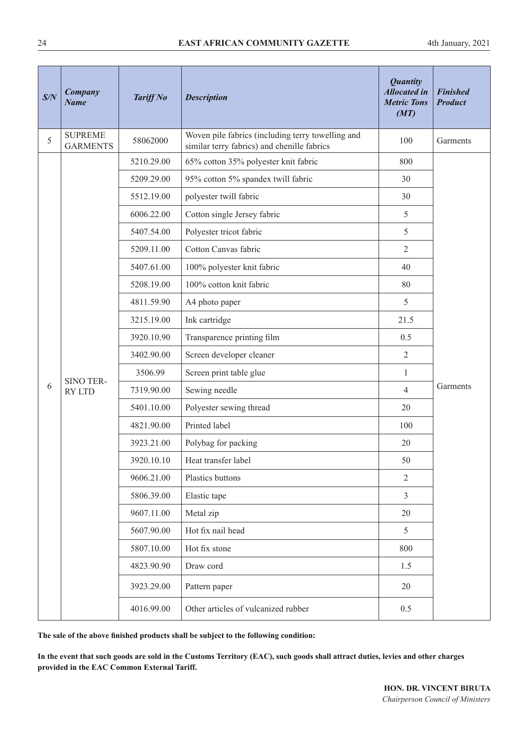| S/N | Company Name | Tariff No | Description | Quantity Allocated in Metric Tons (MT) | Finished Product |
|---|---|---|---|---|---|
| 5 | SUPREME GARMENTS | 58062000 | Woven pile fabrics (including terry towelling and similar terry fabrics) and chenille fabrics | 100 | Garments |
| 6 | SINO TER-RY LTD | 5210.29.00 | 65% cotton 35% polyester knit fabric | 800 | Garments |
| | | 5209.29.00 | 95% cotton 5% spandex twill fabric | 30 | |
| | | 5512.19.00 | polyester twill fabric | 30 | |
| | | 6006.22.00 | Cotton single Jersey fabric | 5 | |
| | | 5407.54.00 | Polyester tricot fabric | 5 | |
| | | 5209.11.00 | Cotton Canvas fabric | 2 | |
| | | 5407.61.00 | 100% polyester knit fabric | 40 | |
| | | 5208.19.00 | 100% cotton knit fabric | 80 | |
| | | 4811.59.90 | A4 photo paper | 5 | |
| | | 3215.19.00 | Ink cartridge | 21.5 | |
| | | 3920.10.90 | Transparence printing film | 0.5 | |
| | | 3402.90.00 | Screen developer cleaner | 2 | |
| | | 3506.99 | Screen print table glue | 1 | |
| | | 7319.90.00 | Sewing needle | 4 | |
| | | 5401.10.00 | Polyester sewing thread | 20 | |
| | | 4821.90.00 | Printed label | 100 | |
| | | 3923.21.00 | Polybag for packing | 20 | |
| | | 3920.10.10 | Heat transfer label | 50 | |
| | | 9606.21.00 | Plastics buttons | 2 | |
| | | 5806.39.00 | Elastic tape | 3 | |
| | | 9607.11.00 | Metal zip | 20 | |
| | | 5607.90.00 | Hot fix nail head | 5 | |
| | | 5807.10.00 | Hot fix stone | 800 | |
| | | 4823.90.90 | Draw cord | 1.5 | |
| | | 3923.29.00 | Pattern paper | 20 | |
| | | 4016.99.00 | Other articles of vulcanized rubber | 0.5 | |

**The sale of the above finished products shall be subject to the following condition:**

**In the event that such goods are sold in the Customs Territory (EAC), such goods shall attract duties, levies and other charges provided in the EAC Common External Tariff.**

**HON. DR. VINCENT BIRUTA**
*Chairperson Council of Ministers*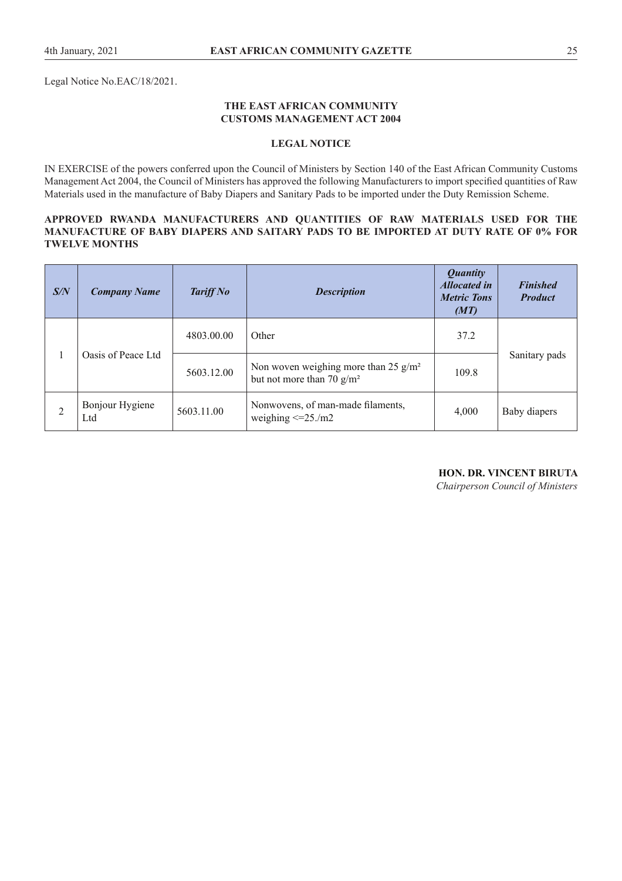Legal Notice No.EAC/18/2021.

**THE EAST AFRICAN COMMUNITY**
**CUSTOMS MANAGEMENT ACT 2004**

**LEGAL NOTICE**

IN EXERCISE of the powers conferred upon the Council of Ministers by Section 140 of the East African Community Customs Management Act 2004, the Council of Ministers has approved the following Manufacturers to import specified quantities of Raw Materials used in the manufacture of Baby Diapers and Sanitary Pads to be imported under the Duty Remission Scheme.

**APPROVED RWANDA MANUFACTURERS AND QUANTITIES OF RAW MATERIALS USED FOR THE MANUFACTURE OF BABY DIAPERS AND SAITARY PADS TO BE IMPORTED AT DUTY RATE OF 0% FOR TWELVE MONTHS**

| *S/N* | *Company Name* | *Tariff No* | *Description* | *Quantity Allocated in Metric Tons (MT)* | *Finished Product* |
|---|---|---|---|---|---|
| 1 | Oasis of Peace Ltd | 4803.00.00 | Other | 37.2 | Sanitary pads |
| | | 5603.12.00 | Non woven weighing more than 25 g/m² but not more than 70 g/m² | 109.8 | |
| 2 | Bonjour Hygiene Ltd | 5603.11.00 | Nonwovens, of man-made filaments, weighing <=25./m2 | 4,000 | Baby diapers |

**HON. DR. VINCENT BIRUTA**
*Chairperson Council of Ministers*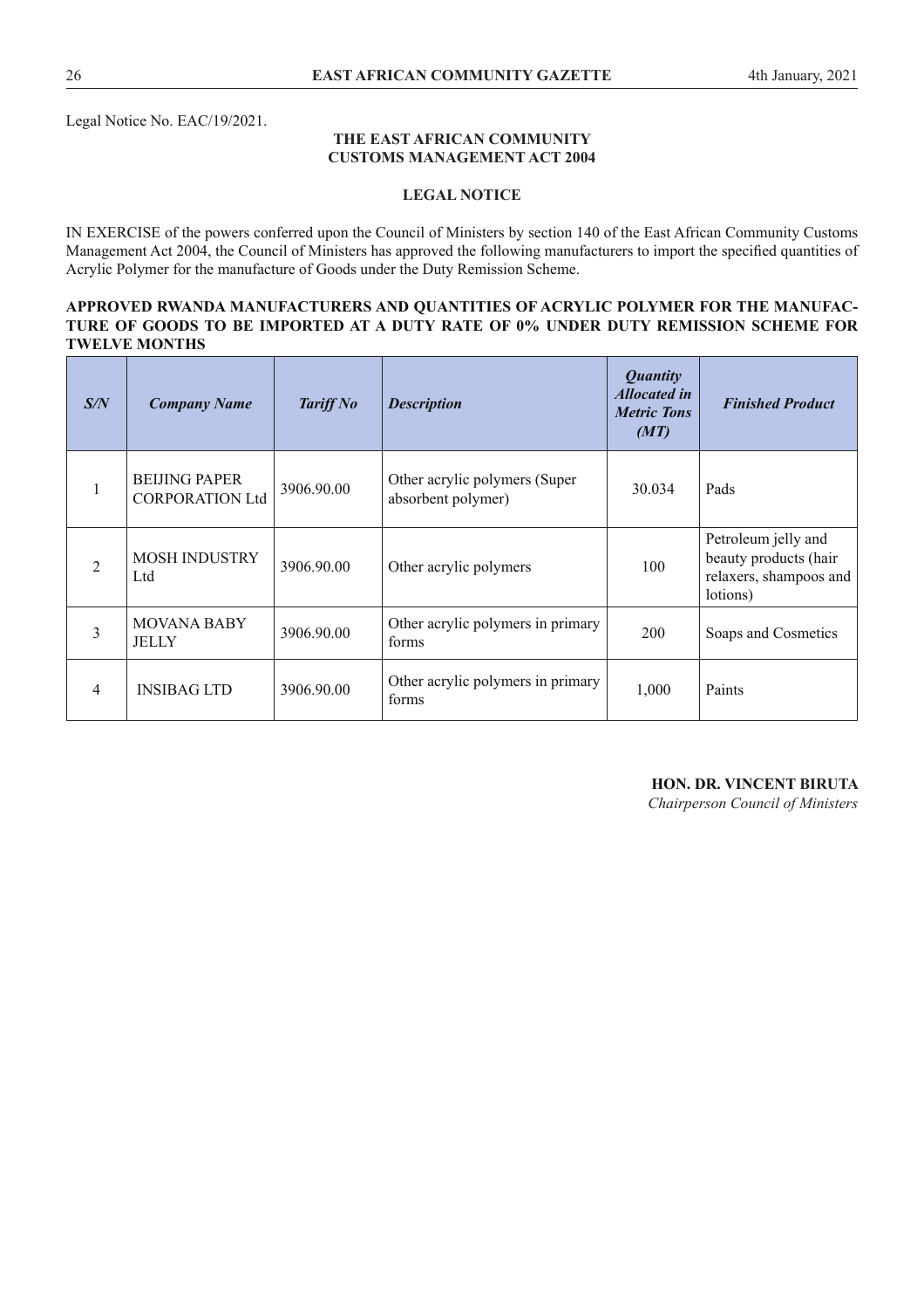Legal Notice No. EAC/19/2021.

**THE EAST AFRICAN COMMUNITY**
**CUSTOMS MANAGEMENT ACT 2004**

**LEGAL NOTICE**

IN EXERCISE of the powers conferred upon the Council of Ministers by section 140 of the East African Community Customs Management Act 2004, the Council of Ministers has approved the following manufacturers to import the specified quantities of Acrylic Polymer for the manufacture of Goods under the Duty Remission Scheme.

**APPROVED RWANDA MANUFACTURERS AND QUANTITIES OF ACRYLIC POLYMER FOR THE MANUFACTURE OF GOODS TO BE IMPORTED AT A DUTY RATE OF 0% UNDER DUTY REMISSION SCHEME FOR TWELVE MONTHS**

| ***S/N*** | ***Company Name*** | ***Tariff No*** | ***Description*** | ***Quantity Allocated in Metric Tons (MT)*** | ***Finished Product*** |
|---|---|---|---|---|---|
| 1 | BEIJING PAPER CORPORATION Ltd | 3906.90.00 | Other acrylic polymers (Super absorbent polymer) | 30.034 | Pads |
| 2 | MOSH INDUSTRY Ltd | 3906.90.00 | Other acrylic polymers | 100 | Petroleum jelly and beauty products (hair relaxers, shampoos and lotions) |
| 3 | MOVANA BABY JELLY | 3906.90.00 | Other acrylic polymers in primary forms | 200 | Soaps and Cosmetics |
| 4 | INSIBAG LTD | 3906.90.00 | Other acrylic polymers in primary forms | 1,000 | Paints |

**HON. DR. VINCENT BIRUTA**
*Chairperson Council of Ministers*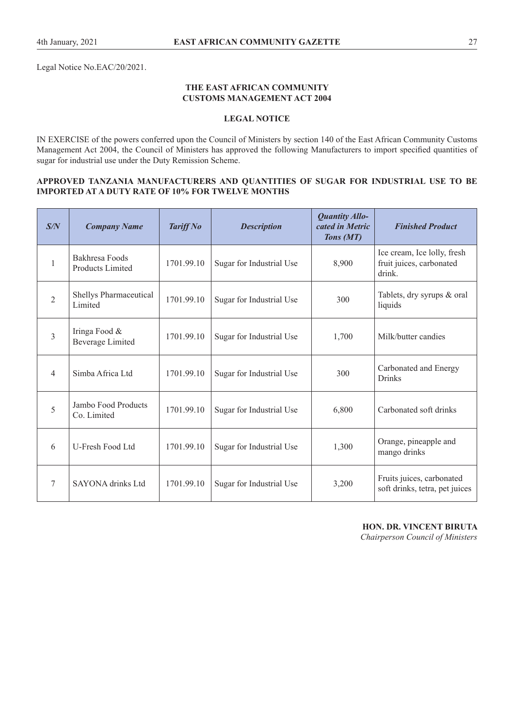Legal Notice No.EAC/20/2021.

**THE EAST AFRICAN COMMUNITY**
**CUSTOMS MANAGEMENT ACT 2004**

**LEGAL NOTICE**

IN EXERCISE of the powers conferred upon the Council of Ministers by section 140 of the East African Community Customs Management Act 2004, the Council of Ministers has approved the following Manufacturers to import specified quantities of sugar for industrial use under the Duty Remission Scheme.

**APPROVED TANZANIA MANUFACTURERS AND QUANTITIES OF SUGAR FOR INDUSTRIAL USE TO BE IMPORTED AT A DUTY RATE OF 10% FOR TWELVE MONTHS**

| *S/N* | *Company Name* | *Tariff No* | *Description* | *Quantity Allocated in Metric Tons (MT)* | *Finished Product* |
|---|---|---|---|---|---|
| 1 | Bakhresa Foods Products Limited | 1701.99.10 | Sugar for Industrial Use | 8,900 | Ice cream, Ice lolly, fresh fruit juices, carbonated drink. |
| 2 | Shellys Pharmaceutical Limited | 1701.99.10 | Sugar for Industrial Use | 300 | Tablets, dry syrups & oral liquids |
| 3 | Iringa Food & Beverage Limited | 1701.99.10 | Sugar for Industrial Use | 1,700 | Milk/butter candies |
| 4 | Simba Africa Ltd | 1701.99.10 | Sugar for Industrial Use | 300 | Carbonated and Energy Drinks |
| 5 | Jambo Food Products Co. Limited | 1701.99.10 | Sugar for Industrial Use | 6,800 | Carbonated soft drinks |
| 6 | U-Fresh Food Ltd | 1701.99.10 | Sugar for Industrial Use | 1,300 | Orange, pineapple and mango drinks |
| 7 | SAYONA drinks Ltd | 1701.99.10 | Sugar for Industrial Use | 3,200 | Fruits juices, carbonated soft drinks, tetra, pet juices |

**HON. DR. VINCENT BIRUTA**
*Chairperson Council of Ministers*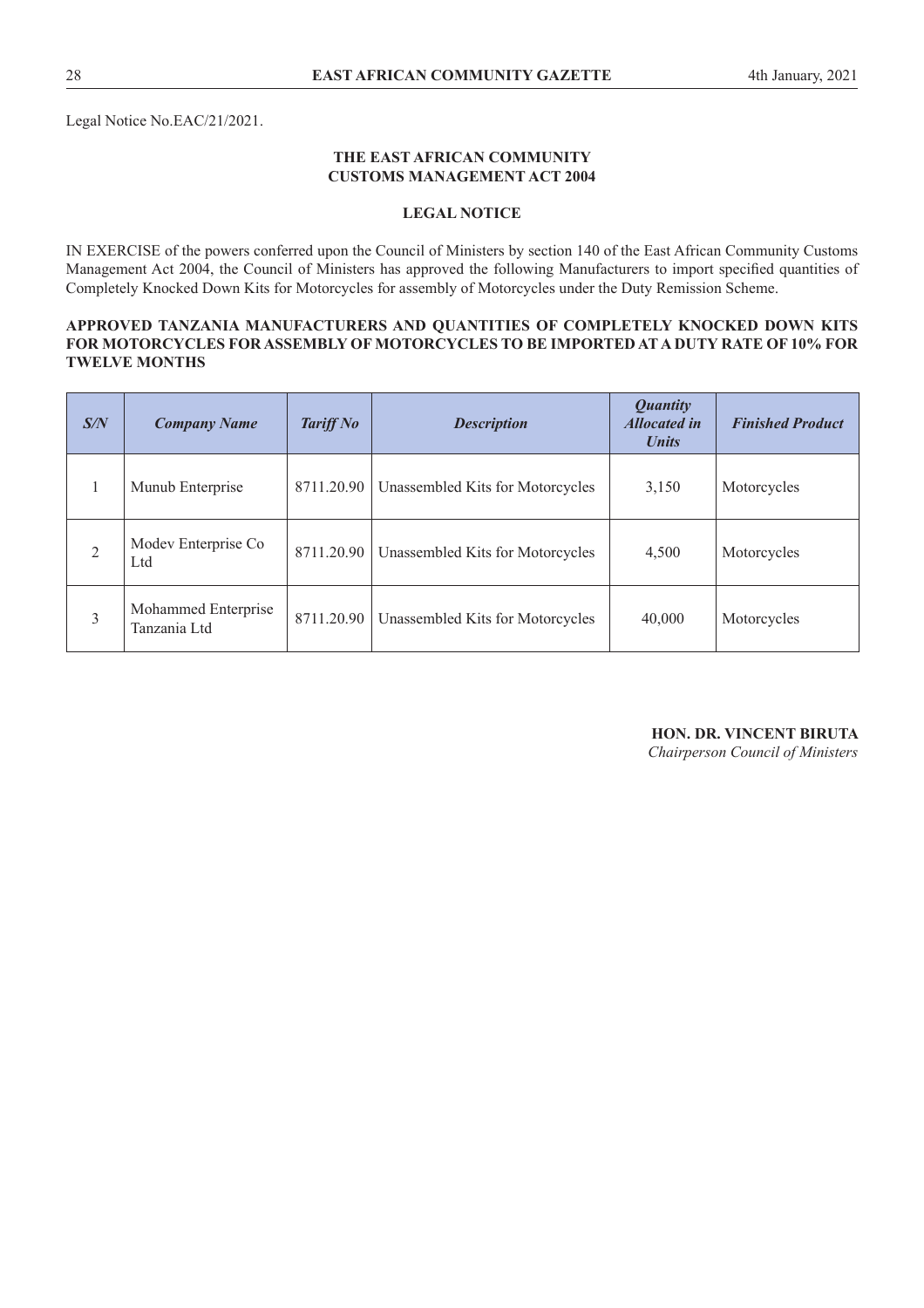Legal Notice No.EAC/21/2021.

**THE EAST AFRICAN COMMUNITY**
**CUSTOMS MANAGEMENT ACT 2004**

**LEGAL NOTICE**

IN EXERCISE of the powers conferred upon the Council of Ministers by section 140 of the East African Community Customs Management Act 2004, the Council of Ministers has approved the following Manufacturers to import specified quantities of Completely Knocked Down Kits for Motorcycles for assembly of Motorcycles under the Duty Remission Scheme.

**APPROVED TANZANIA MANUFACTURERS AND QUANTITIES OF COMPLETELY KNOCKED DOWN KITS FOR MOTORCYCLES FOR ASSEMBLY OF MOTORCYCLES TO BE IMPORTED AT A DUTY RATE OF 10% FOR TWELVE MONTHS**

| *S/N* | *Company Name* | *Tariff No* | *Description* | *Quantity Allocated in Units* | *Finished Product* |
|---|---|---|---|---|---|
| 1 | Munub Enterprise | 8711.20.90 | Unassembled Kits for Motorcycles | 3,150 | Motorcycles |
| 2 | Modev Enterprise Co Ltd | 8711.20.90 | Unassembled Kits for Motorcycles | 4,500 | Motorcycles |
| 3 | Mohammed Enterprise Tanzania Ltd | 8711.20.90 | Unassembled Kits for Motorcycles | 40,000 | Motorcycles |

**HON. DR. VINCENT BIRUTA**
*Chairperson Council of Ministers*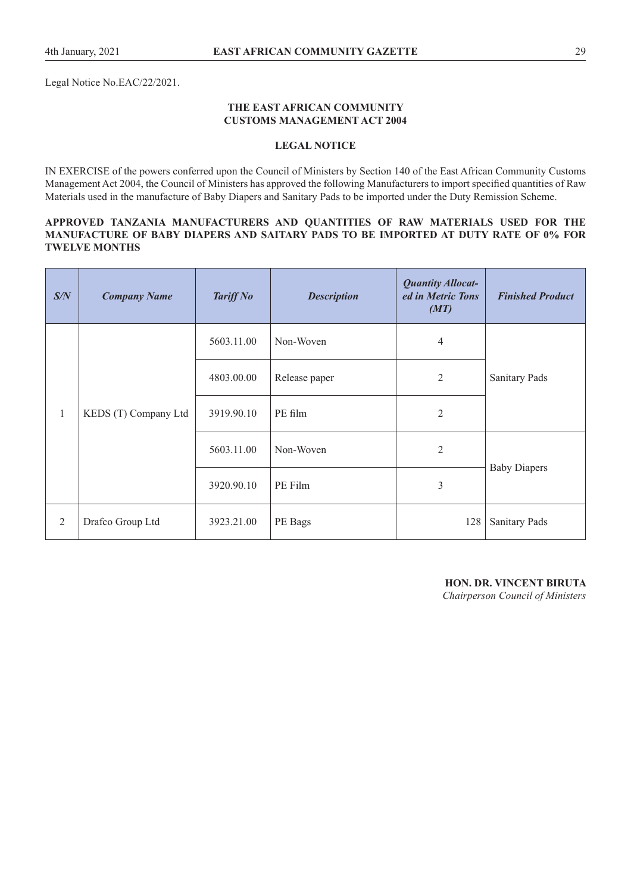Legal Notice No.EAC/22/2021.

**THE EAST AFRICAN COMMUNITY**
**CUSTOMS MANAGEMENT ACT 2004**

**LEGAL NOTICE**

IN EXERCISE of the powers conferred upon the Council of Ministers by Section 140 of the East African Community Customs Management Act 2004, the Council of Ministers has approved the following Manufacturers to import specified quantities of Raw Materials used in the manufacture of Baby Diapers and Sanitary Pads to be imported under the Duty Remission Scheme.

**APPROVED TANZANIA MANUFACTURERS AND QUANTITIES OF RAW MATERIALS USED FOR THE MANUFACTURE OF BABY DIAPERS AND SAITARY PADS TO BE IMPORTED AT DUTY RATE OF 0% FOR TWELVE MONTHS**

| *S/N* | *Company Name* | *Tariff No* | *Description* | *Quantity Allocated in Metric Tons (MT)* | *Finished Product* |
|---|---|---|---|---|---|
| 1 | KEDS (T) Company Ltd | 5603.11.00 | Non-Woven | 4 | Sanitary Pads |
| | | 4803.00.00 | Release paper | 2 | |
| | | 3919.90.10 | PE film | 2 | |
| | | 5603.11.00 | Non-Woven | 2 | Baby Diapers |
| | | 3920.90.10 | PE Film | 3 | |
| 2 | Drafco Group Ltd | 3923.21.00 | PE Bags | 128 | Sanitary Pads |

**HON. DR. VINCENT BIRUTA**
*Chairperson Council of Ministers*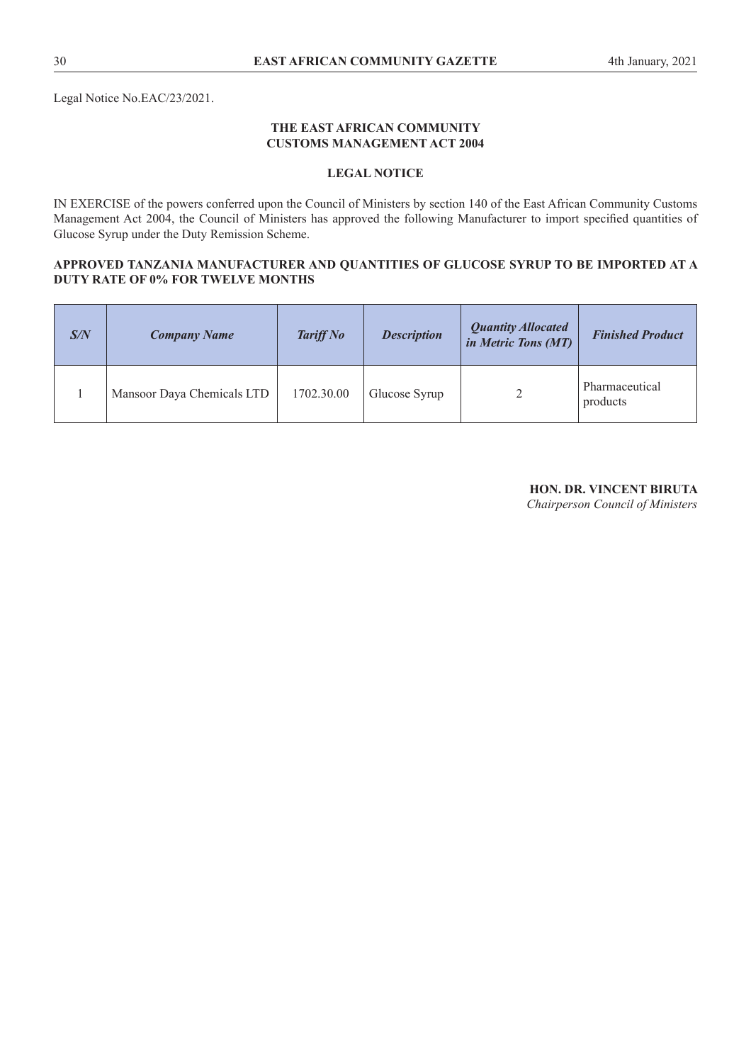Legal Notice No.EAC/23/2021.

## THE EAST AFRICAN COMMUNITY
## CUSTOMS MANAGEMENT ACT 2004

### LEGAL NOTICE

IN EXERCISE of the powers conferred upon the Council of Ministers by section 140 of the East African Community Customs Management Act 2004, the Council of Ministers has approved the following Manufacturer to import specified quantities of Glucose Syrup under the Duty Remission Scheme.

**APPROVED TANZANIA MANUFACTURER AND QUANTITIES OF GLUCOSE SYRUP TO BE IMPORTED AT A DUTY RATE OF 0% FOR TWELVE MONTHS**

| ***S/N*** | ***Company Name*** | ***Tariff No*** | ***Description*** | ***Quantity Allocated in Metric Tons (MT)*** | ***Finished Product*** |
|---|---|---|---|---|---|
| 1 | Mansoor Daya Chemicals LTD | 1702.30.00 | Glucose Syrup | 2 | Pharmaceutical products |

**HON. DR. VINCENT BIRUTA**
*Chairperson Council of Ministers*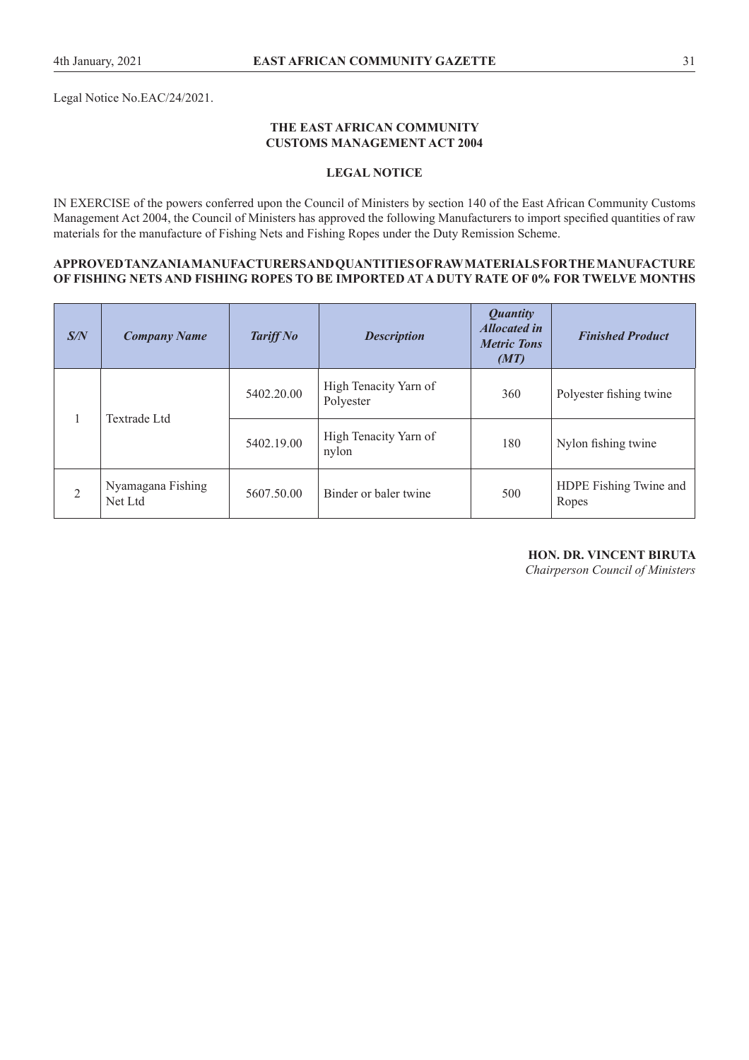Legal Notice No.EAC/24/2021.

**THE EAST AFRICAN COMMUNITY**
**CUSTOMS MANAGEMENT ACT 2004**

**LEGAL NOTICE**

IN EXERCISE of the powers conferred upon the Council of Ministers by section 140 of the East African Community Customs Management Act 2004, the Council of Ministers has approved the following Manufacturers to import specified quantities of raw materials for the manufacture of Fishing Nets and Fishing Ropes under the Duty Remission Scheme.

**APPROVED TANZANIA MANUFACTURERS AND QUANTITIES OF RAW MATERIALS FOR THE MANUFACTURE OF FISHING NETS AND FISHING ROPES TO BE IMPORTED AT A DUTY RATE OF 0% FOR TWELVE MONTHS**

| *S/N* | *Company Name* | *Tariff No* | *Description* | *Quantity Allocated in Metric Tons (MT)* | *Finished Product* |
|---|---|---|---|---|---|
| 1 | Textrade Ltd | 5402.20.00 | High Tenacity Yarn of Polyester | 360 | Polyester fishing twine |
| | | 5402.19.00 | High Tenacity Yarn of nylon | 180 | Nylon fishing twine |
| 2 | Nyamagana Fishing Net Ltd | 5607.50.00 | Binder or baler twine | 500 | HDPE Fishing Twine and Ropes |

**HON. DR. VINCENT BIRUTA**
*Chairperson Council of Ministers*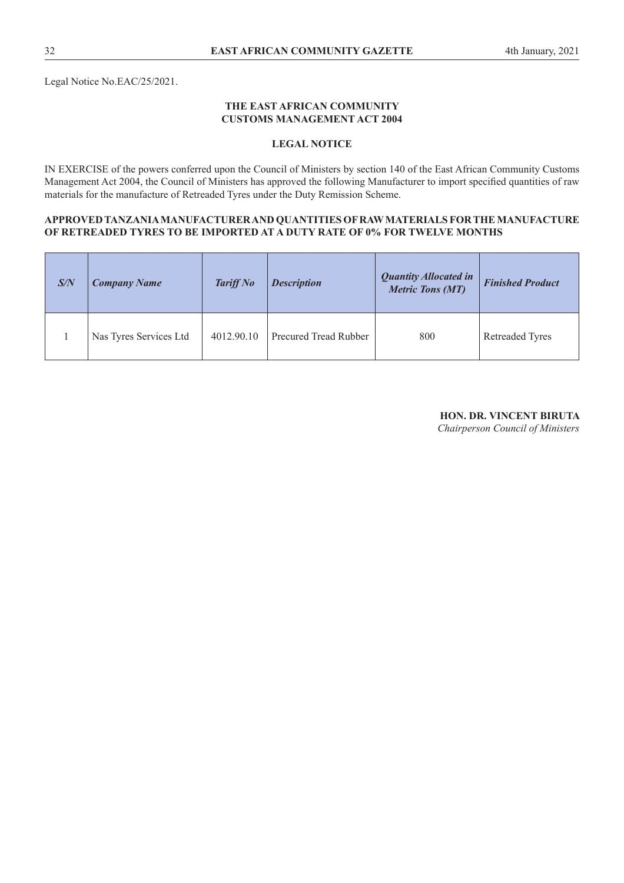Legal Notice No.EAC/25/2021.

**THE EAST AFRICAN COMMUNITY**
**CUSTOMS MANAGEMENT ACT 2004**

**LEGAL NOTICE**

IN EXERCISE of the powers conferred upon the Council of Ministers by section 140 of the East African Community Customs Management Act 2004, the Council of Ministers has approved the following Manufacturer to import specified quantities of raw materials for the manufacture of Retreaded Tyres under the Duty Remission Scheme.

**APPROVED TANZANIA MANUFACTURER AND QUANTITIES OF RAW MATERIALS FOR THE MANUFACTURE OF RETREADED TYRES TO BE IMPORTED AT A DUTY RATE OF 0% FOR TWELVE MONTHS**

| ***S/N*** | ***Company Name*** | ***Tariff No*** | ***Description*** | ***Quantity Allocated in Metric Tons (MT)*** | ***Finished Product*** |
|---|---|---|---|---|---|
| 1 | Nas Tyres Services Ltd | 4012.90.10 | Precured Tread Rubber | 800 | Retreaded Tyres |

**HON. DR. VINCENT BIRUTA**
*Chairperson Council of Ministers*